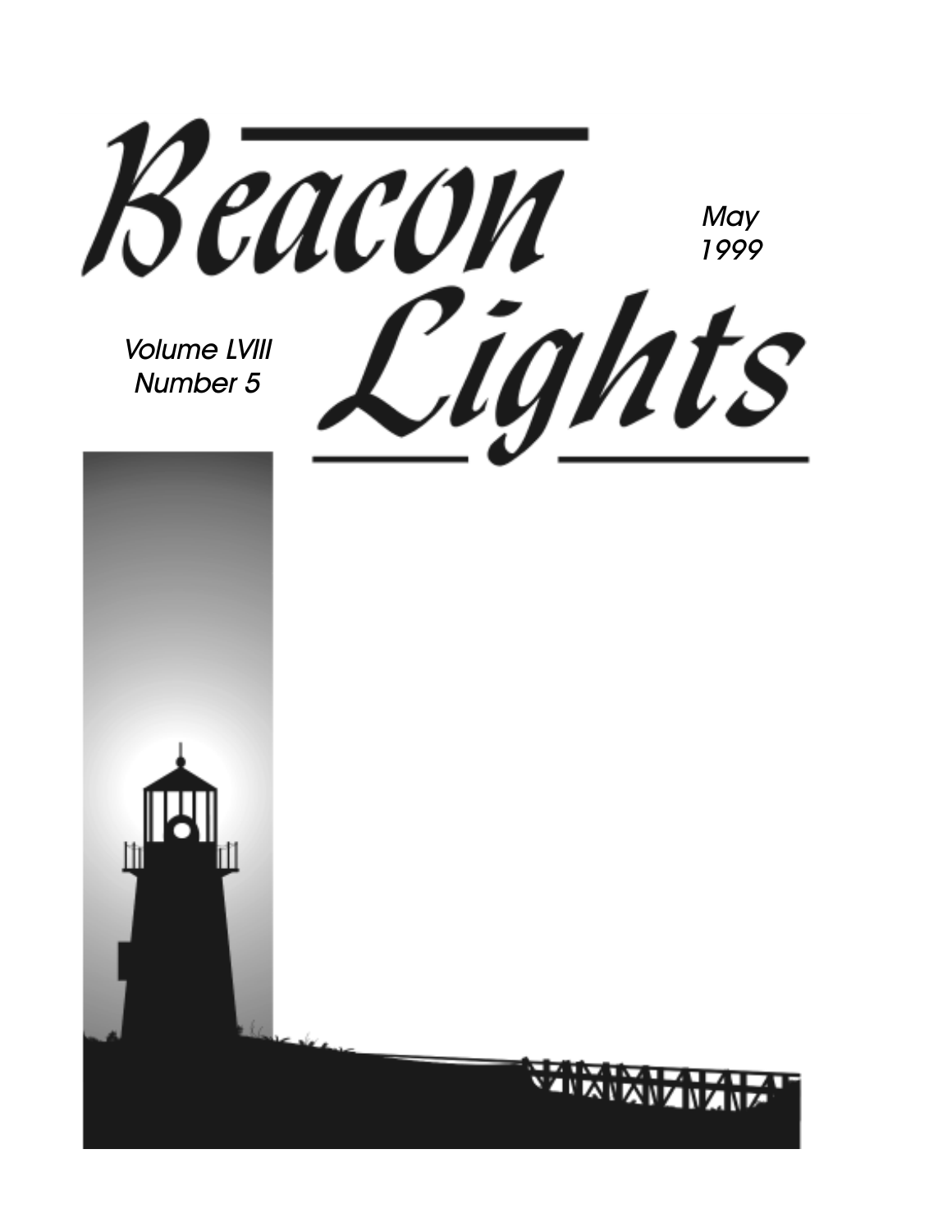# Beacon Lights

May
1999

Volume LVIII
Number 5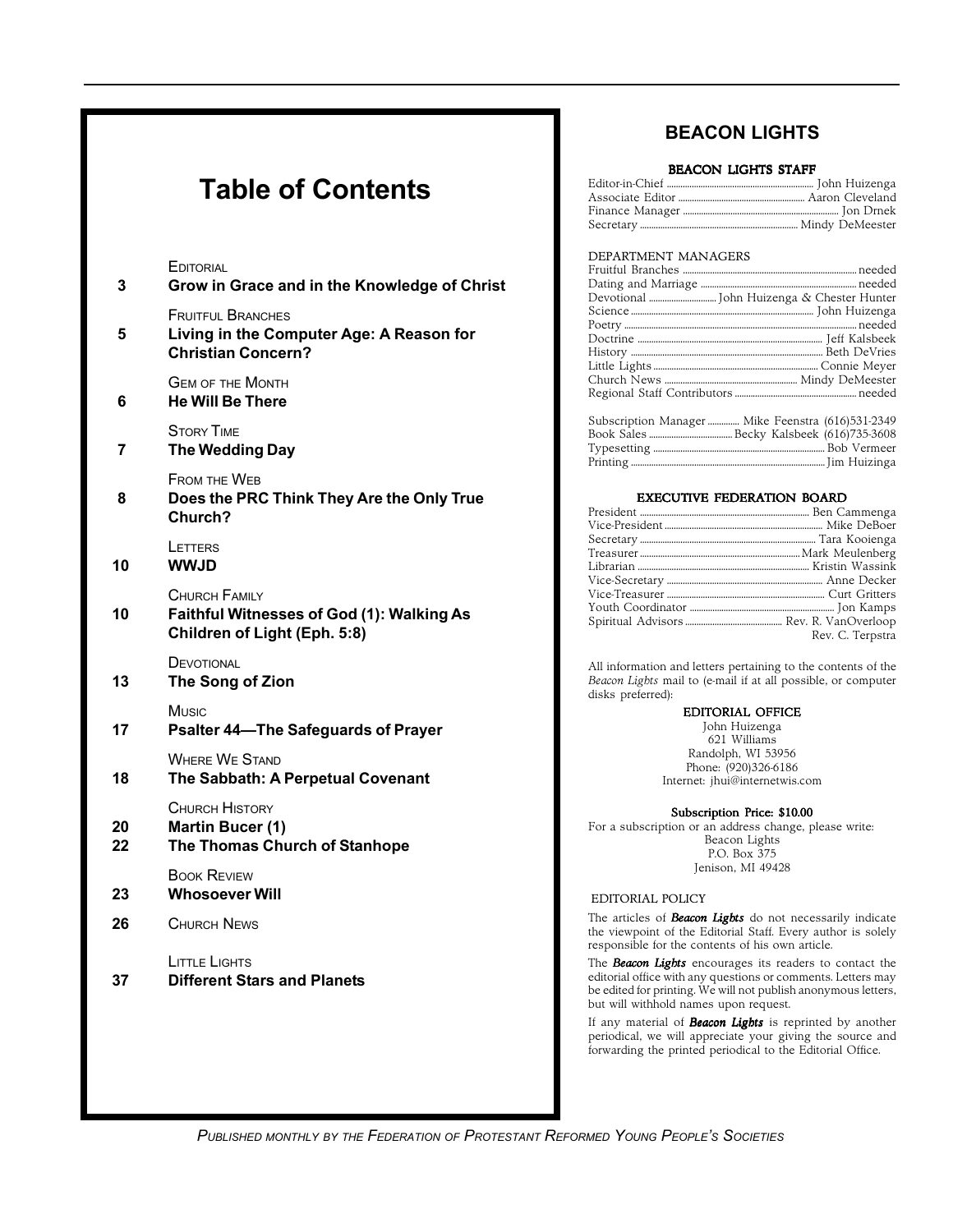# Table of Contents

EDITORIAL

**3** **Grow in Grace and in the Knowledge of Christ**

FRUITFUL BRANCHES

**5** **Living in the Computer Age: A Reason for Christian Concern?**

GEM OF THE MONTH

**6** **He Will Be There**

STORY TIME

**7** **The Wedding Day**

FROM THE WEB

**8** **Does the PRC Think They Are the Only True Church?**

LETTERS

**10** **WWJD**

CHURCH FAMILY

**10** **Faithful Witnesses of God (1): Walking As Children of Light (Eph. 5:8)**

DEVOTIONAL

**13** **The Song of Zion**

MUSIC

**17** **Psalter 44—The Safeguards of Prayer**

WHERE WE STAND

**18** **The Sabbath: A Perpetual Covenant**

CHURCH HISTORY

**20** **Martin Bucer (1)**

**22** **The Thomas Church of Stanhope**

BOOK REVIEW

**23** **Whosoever Will**

**26** CHURCH NEWS

LITTLE LIGHTS

**37** **Different Stars and Planets**

# BEACON LIGHTS

## BEACON LIGHTS STAFF

Editor-in-Chief ............ John Huizenga
Associate Editor ............ Aaron Cleveland
Finance Manager ............ Jon Drnek
Secretary ............ Mindy DeMeester

DEPARTMENT MANAGERS

Fruitful Branches ............ needed
Dating and Marriage ............ needed
Devotional ............ John Huizenga & Chester Hunter
Science ............ John Huizenga
Poetry ............ needed
Doctrine ............ Jeff Kalsbeek
History ............ Beth DeVries
Little Lights ............ Connie Meyer
Church News ............ Mindy DeMeester
Regional Staff Contributors ............ needed

Subscription Manager ............ Mike Feenstra (616)531-2349
Book Sales ............ Becky Kalsbeek (616)735-3608
Typesetting ............ Bob Vermeer
Printing ............ Jim Huizinga

## EXECUTIVE FEDERATION BOARD

President ............ Ben Cammenga
Vice-President ............ Mike DeBoer
Secretary ............ Tara Kooienga
Treasurer ............ Mark Meulenberg
Librarian ............ Kristin Wassink
Vice-Secretary ............ Anne Decker
Vice-Treasurer ............ Curt Gritters
Youth Coordinator ............ Jon Kamps
Spiritual Advisors ............ Rev. R. VanOverloop
Rev. C. Terpstra

All information and letters pertaining to the contents of the *Beacon Lights* mail to (e-mail if at all possible, or computer disks preferred):

EDITORIAL OFFICE
John Huizenga
621 Williams
Randolph, WI 53956
Phone: (920)326-6186
Internet: jhui@internetwis.com

Subscription Price: $10.00
For a subscription or an address change, please write:
Beacon Lights
P.O. Box 375
Jenison, MI 49428

EDITORIAL POLICY

The articles of ***Beacon Lights*** do not necessarily indicate the viewpoint of the Editorial Staff. Every author is solely responsible for the contents of his own article.

The ***Beacon Lights*** encourages its readers to contact the editorial office with any questions or comments. Letters may be edited for printing. We will not publish anonymous letters, but will withhold names upon request.

If any material of ***Beacon Lights*** is reprinted by another periodical, we will appreciate your giving the source and forwarding the printed periodical to the Editorial Office.

*PUBLISHED MONTHLY BY THE FEDERATION OF PROTESTANT REFORMED YOUNG PEOPLE'S SOCIETIES*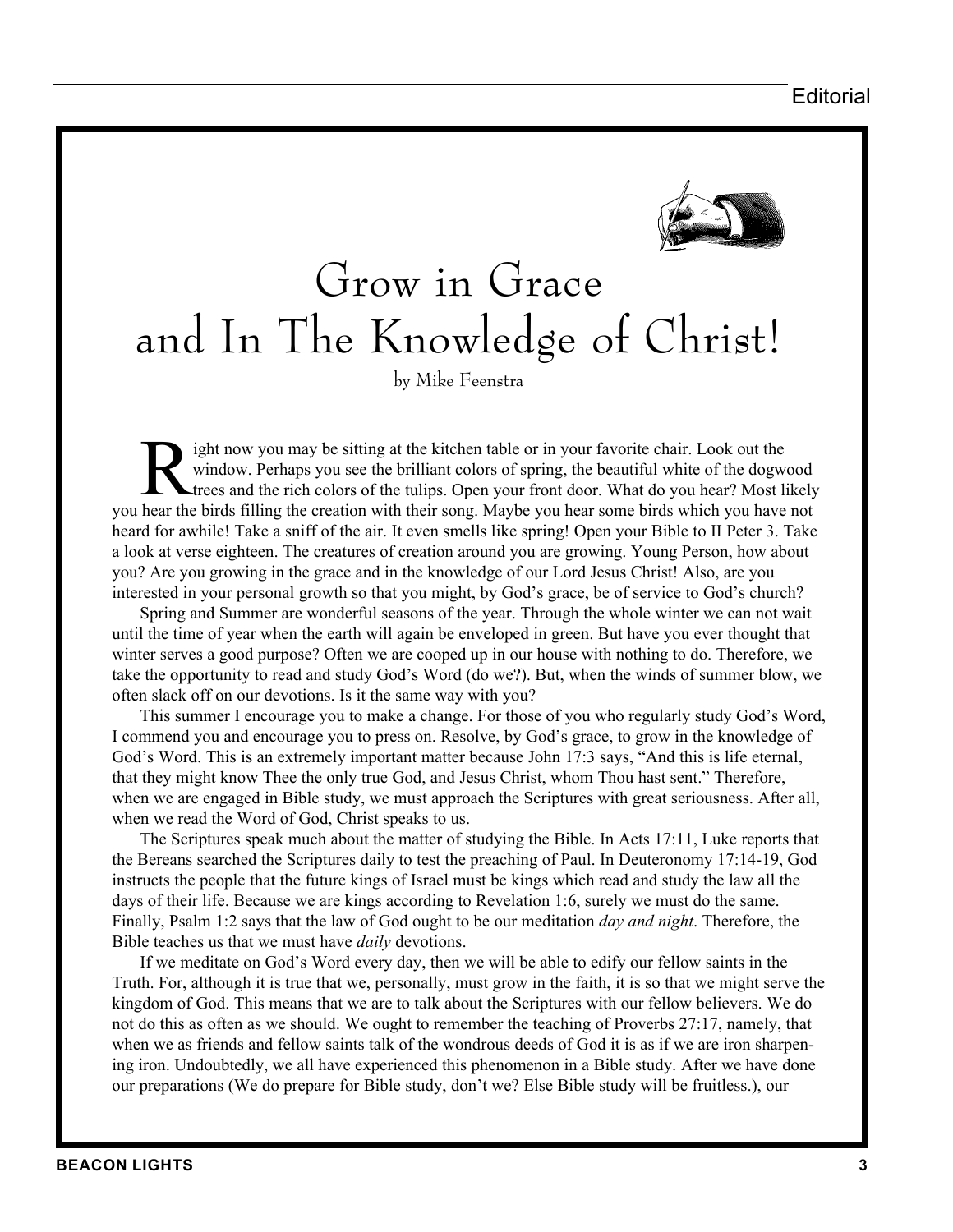# Grow in Grace and In The Knowledge of Christ!

by Mike Feenstra

Right now you may be sitting at the kitchen table or in your favorite chair. Look out the window. Perhaps you see the brilliant colors of spring, the beautiful white of the dogwood trees and the rich colors of the tulips. Open your front door. What do you hear? Most likely you hear the birds filling the creation with their song. Maybe you hear some birds which you have not heard for awhile! Take a sniff of the air. It even smells like spring! Open your Bible to II Peter 3. Take a look at verse eighteen. The creatures of creation around you are growing. Young Person, how about you? Are you growing in the grace and in the knowledge of our Lord Jesus Christ! Also, are you interested in your personal growth so that you might, by God's grace, be of service to God's church?

Spring and Summer are wonderful seasons of the year. Through the whole winter we can not wait until the time of year when the earth will again be enveloped in green. But have you ever thought that winter serves a good purpose? Often we are cooped up in our house with nothing to do. Therefore, we take the opportunity to read and study God's Word (do we?). But, when the winds of summer blow, we often slack off on our devotions. Is it the same way with you?

This summer I encourage you to make a change. For those of you who regularly study God's Word, I commend you and encourage you to press on. Resolve, by God's grace, to grow in the knowledge of God's Word. This is an extremely important matter because John 17:3 says, "And this is life eternal, that they might know Thee the only true God, and Jesus Christ, whom Thou hast sent." Therefore, when we are engaged in Bible study, we must approach the Scriptures with great seriousness. After all, when we read the Word of God, Christ speaks to us.

The Scriptures speak much about the matter of studying the Bible. In Acts 17:11, Luke reports that the Bereans searched the Scriptures daily to test the preaching of Paul. In Deuteronomy 17:14-19, God instructs the people that the future kings of Israel must be kings which read and study the law all the days of their life. Because we are kings according to Revelation 1:6, surely we must do the same. Finally, Psalm 1:2 says that the law of God ought to be our meditation *day and night*. Therefore, the Bible teaches us that we must have *daily* devotions.

If we meditate on God's Word every day, then we will be able to edify our fellow saints in the Truth. For, although it is true that we, personally, must grow in the faith, it is so that we might serve the kingdom of God. This means that we are to talk about the Scriptures with our fellow believers. We do not do this as often as we should. We ought to remember the teaching of Proverbs 27:17, namely, that when we as friends and fellow saints talk of the wondrous deeds of God it is as if we are iron sharpening iron. Undoubtedly, we all have experienced this phenomenon in a Bible study. After we have done our preparations (We do prepare for Bible study, don't we? Else Bible study will be fruitless.), our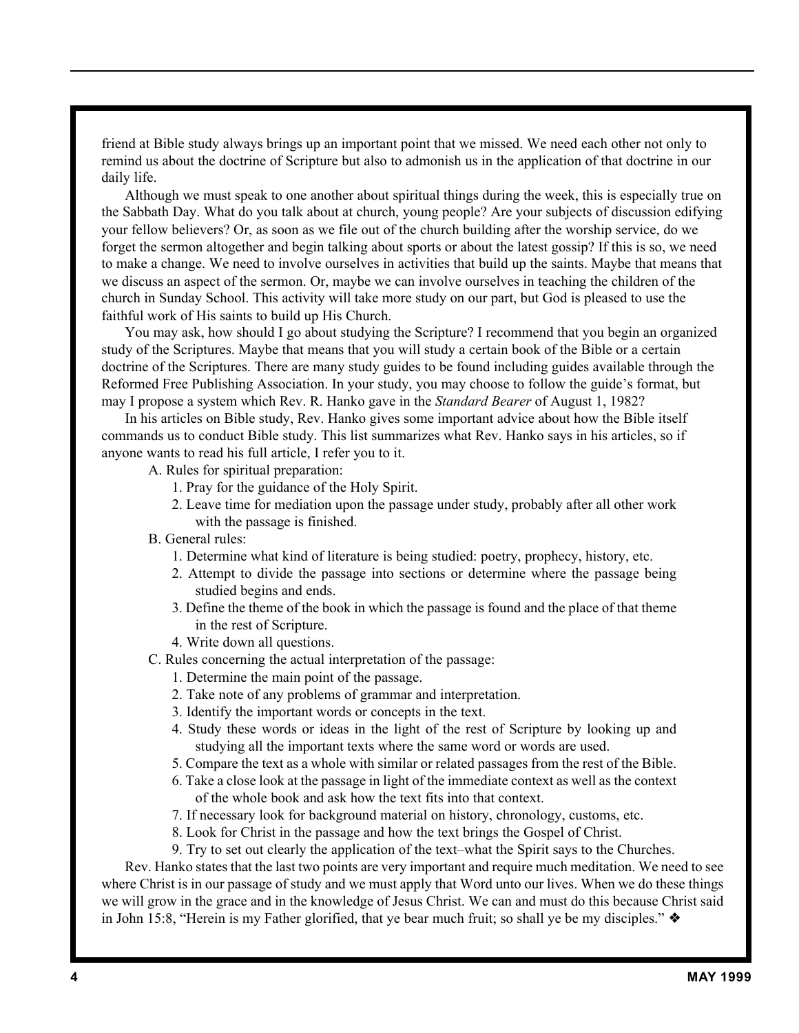friend at Bible study always brings up an important point that we missed. We need each other not only to remind us about the doctrine of Scripture but also to admonish us in the application of that doctrine in our daily life.

Although we must speak to one another about spiritual things during the week, this is especially true on the Sabbath Day. What do you talk about at church, young people? Are your subjects of discussion edifying your fellow believers? Or, as soon as we file out of the church building after the worship service, do we forget the sermon altogether and begin talking about sports or about the latest gossip? If this is so, we need to make a change. We need to involve ourselves in activities that build up the saints. Maybe that means that we discuss an aspect of the sermon. Or, maybe we can involve ourselves in teaching the children of the church in Sunday School. This activity will take more study on our part, but God is pleased to use the faithful work of His saints to build up His Church.

You may ask, how should I go about studying the Scripture? I recommend that you begin an organized study of the Scriptures. Maybe that means that you will study a certain book of the Bible or a certain doctrine of the Scriptures. There are many study guides to be found including guides available through the Reformed Free Publishing Association. In your study, you may choose to follow the guide's format, but may I propose a system which Rev. R. Hanko gave in the *Standard Bearer* of August 1, 1982?

In his articles on Bible study, Rev. Hanko gives some important advice about how the Bible itself commands us to conduct Bible study. This list summarizes what Rev. Hanko says in his articles, so if anyone wants to read his full article, I refer you to it.

A. Rules for spiritual preparation:
   1. Pray for the guidance of the Holy Spirit.
   2. Leave time for mediation upon the passage under study, probably after all other work with the passage is finished.

B. General rules:
   1. Determine what kind of literature is being studied: poetry, prophecy, history, etc.
   2. Attempt to divide the passage into sections or determine where the passage being studied begins and ends.
   3. Define the theme of the book in which the passage is found and the place of that theme in the rest of Scripture.
   4. Write down all questions.

C. Rules concerning the actual interpretation of the passage:
   1. Determine the main point of the passage.
   2. Take note of any problems of grammar and interpretation.
   3. Identify the important words or concepts in the text.
   4. Study these words or ideas in the light of the rest of Scripture by looking up and studying all the important texts where the same word or words are used.
   5. Compare the text as a whole with similar or related passages from the rest of the Bible.
   6. Take a close look at the passage in light of the immediate context as well as the context of the whole book and ask how the text fits into that context.
   7. If necessary look for background material on history, chronology, customs, etc.
   8. Look for Christ in the passage and how the text brings the Gospel of Christ.
   9. Try to set out clearly the application of the text–what the Spirit says to the Churches.

Rev. Hanko states that the last two points are very important and require much meditation. We need to see where Christ is in our passage of study and we must apply that Word unto our lives. When we do these things we will grow in the grace and in the knowledge of Jesus Christ. We can and must do this because Christ said in John 15:8, "Herein is my Father glorified, that ye bear much fruit; so shall ye be my disciples." ❖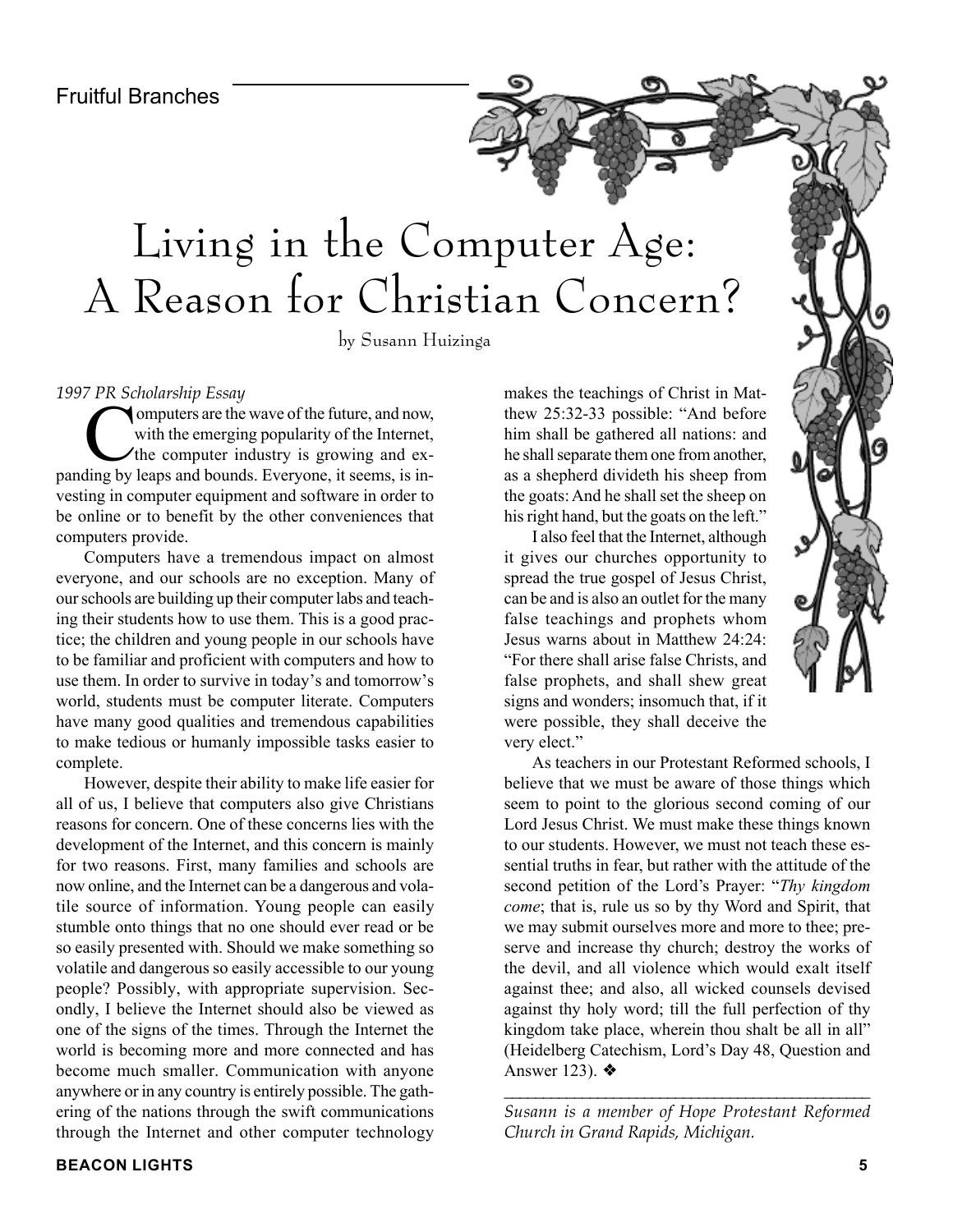Fruitful Branches

# Living in the Computer Age: A Reason for Christian Concern?

by Susann Huizinga

*1997 PR Scholarship Essay*

Computers are the wave of the future, and now, with the emerging popularity of the Internet, the computer industry is growing and expanding by leaps and bounds. Everyone, it seems, is investing in computer equipment and software in order to be online or to benefit by the other conveniences that computers provide.

Computers have a tremendous impact on almost everyone, and our schools are no exception. Many of our schools are building up their computer labs and teaching their students how to use them. This is a good practice; the children and young people in our schools have to be familiar and proficient with computers and how to use them. In order to survive in today's and tomorrow's world, students must be computer literate. Computers have many good qualities and tremendous capabilities to make tedious or humanly impossible tasks easier to complete.

However, despite their ability to make life easier for all of us, I believe that computers also give Christians reasons for concern. One of these concerns lies with the development of the Internet, and this concern is mainly for two reasons. First, many families and schools are now online, and the Internet can be a dangerous and volatile source of information. Young people can easily stumble onto things that no one should ever read or be so easily presented with. Should we make something so volatile and dangerous so easily accessible to our young people? Possibly, with appropriate supervision. Secondly, I believe the Internet should also be viewed as one of the signs of the times. Through the Internet the world is becoming more and more connected and has become much smaller. Communication with anyone anywhere or in any country is entirely possible. The gathering of the nations through the swift communications through the Internet and other computer technology makes the teachings of Christ in Matthew 25:32-33 possible: "And before him shall be gathered all nations: and he shall separate them one from another, as a shepherd divideth his sheep from the goats: And he shall set the sheep on his right hand, but the goats on the left."

I also feel that the Internet, although it gives our churches opportunity to spread the true gospel of Jesus Christ, can be and is also an outlet for the many false teachings and prophets whom Jesus warns about in Matthew 24:24: "For there shall arise false Christs, and false prophets, and shall shew great signs and wonders; insomuch that, if it were possible, they shall deceive the very elect."

As teachers in our Protestant Reformed schools, I believe that we must be aware of those things which seem to point to the glorious second coming of our Lord Jesus Christ. We must make these things known to our students. However, we must not teach these essential truths in fear, but rather with the attitude of the second petition of the Lord's Prayer: "*Thy kingdom come*; that is, rule us so by thy Word and Spirit, that we may submit ourselves more and more to thee; preserve and increase thy church; destroy the works of the devil, and all violence which would exalt itself against thee; and also, all wicked counsels devised against thy holy word; till the full perfection of thy kingdom take place, wherein thou shalt be all in all" (Heidelberg Catechism, Lord's Day 48, Question and Answer 123). ❖

---

*Susann is a member of Hope Protestant Reformed Church in Grand Rapids, Michigan.*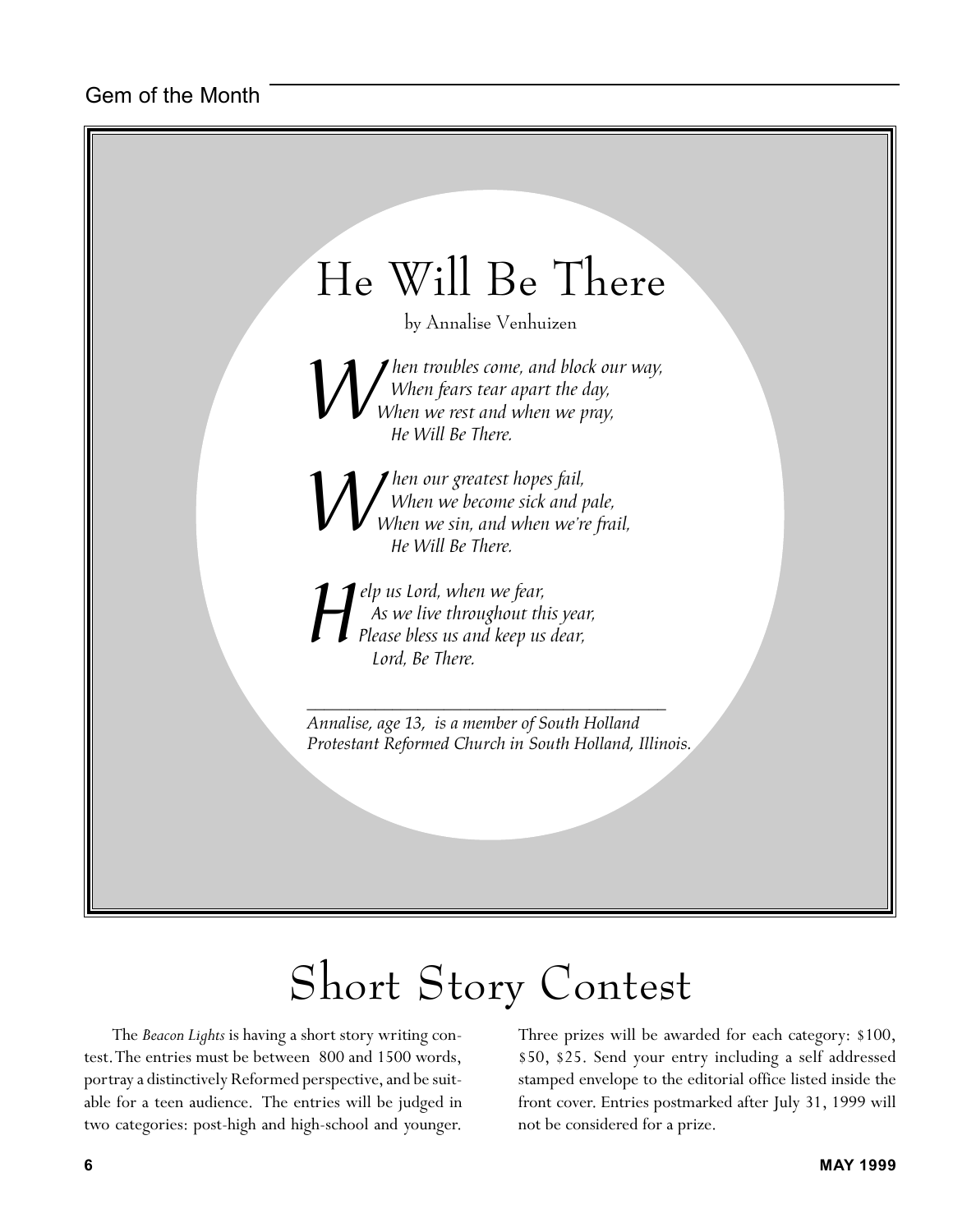# He Will Be There

by Annalise Venhuizen

*When troubles come, and block our way,*
*When fears tear apart the day,*
*When we rest and when we pray,*
*He Will Be There.*

*When our greatest hopes fail,*
*When we become sick and pale,*
*When we sin, and when we're frail,*
*He Will Be There.*

*Help us Lord, when we fear,*
*As we live throughout this year,*
*Please bless us and keep us dear,*
*Lord, Be There.*

---

*Annalise, age 13, is a member of South Holland Protestant Reformed Church in South Holland, Illinois.*

# Short Story Contest

The *Beacon Lights* is having a short story writing contest. The entries must be between 800 and 1500 words, portray a distinctively Reformed perspective, and be suitable for a teen audience. The entries will be judged in two categories: post-high and high-school and younger. Three prizes will be awarded for each category: $100, $50, $25. Send your entry including a self addressed stamped envelope to the editorial office listed inside the front cover. Entries postmarked after July 31, 1999 will not be considered for a prize.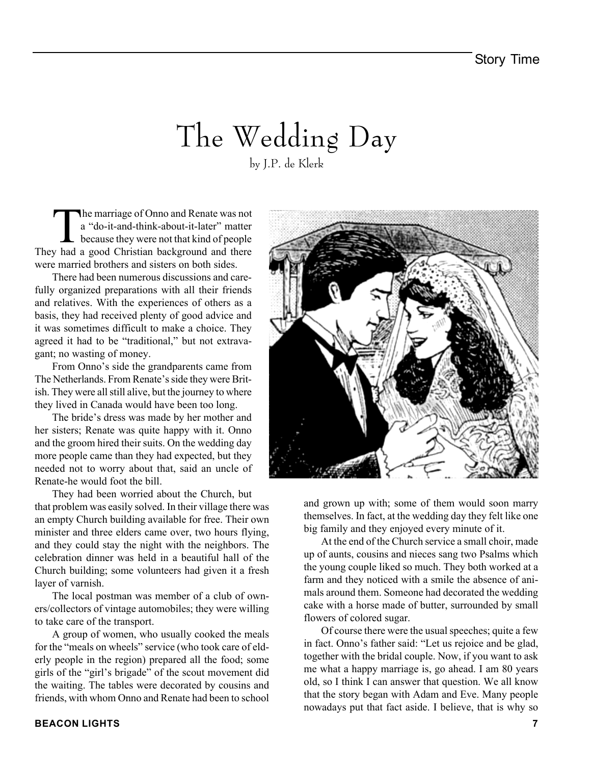# The Wedding Day

by J.P. de Klerk

The marriage of Onno and Renate was not a "do-it-and-think-about-it-later" matter because they were not that kind of people They had a good Christian background and there were married brothers and sisters on both sides.

There had been numerous discussions and carefully organized preparations with all their friends and relatives. With the experiences of others as a basis, they had received plenty of good advice and it was sometimes difficult to make a choice. They agreed it had to be "traditional," but not extravagant; no wasting of money.

From Onno's side the grandparents came from The Netherlands. From Renate's side they were British. They were all still alive, but the journey to where they lived in Canada would have been too long.

The bride's dress was made by her mother and her sisters; Renate was quite happy with it. Onno and the groom hired their suits. On the wedding day more people came than they had expected, but they needed not to worry about that, said an uncle of Renate-he would foot the bill.

They had been worried about the Church, but that problem was easily solved. In their village there was an empty Church building available for free. Their own minister and three elders came over, two hours flying, and they could stay the night with the neighbors. The celebration dinner was held in a beautiful hall of the Church building; some volunteers had given it a fresh layer of varnish.

The local postman was member of a club of owners/collectors of vintage automobiles; they were willing to take care of the transport.

A group of women, who usually cooked the meals for the "meals on wheels" service (who took care of elderly people in the region) prepared all the food; some girls of the "girl's brigade" of the scout movement did the waiting. The tables were decorated by cousins and friends, with whom Onno and Renate had been to school and grown up with; some of them would soon marry themselves. In fact, at the wedding day they felt like one big family and they enjoyed every minute of it.

At the end of the Church service a small choir, made up of aunts, cousins and nieces sang two Psalms which the young couple liked so much. They both worked at a farm and they noticed with a smile the absence of animals around them. Someone had decorated the wedding cake with a horse made of butter, surrounded by small flowers of colored sugar.

Of course there were the usual speeches; quite a few in fact. Onno's father said: "Let us rejoice and be glad, together with the bridal couple. Now, if you want to ask me what a happy marriage is, go ahead. I am 80 years old, so I think I can answer that question. We all know that the story began with Adam and Eve. Many people nowadays put that fact aside. I believe, that is why so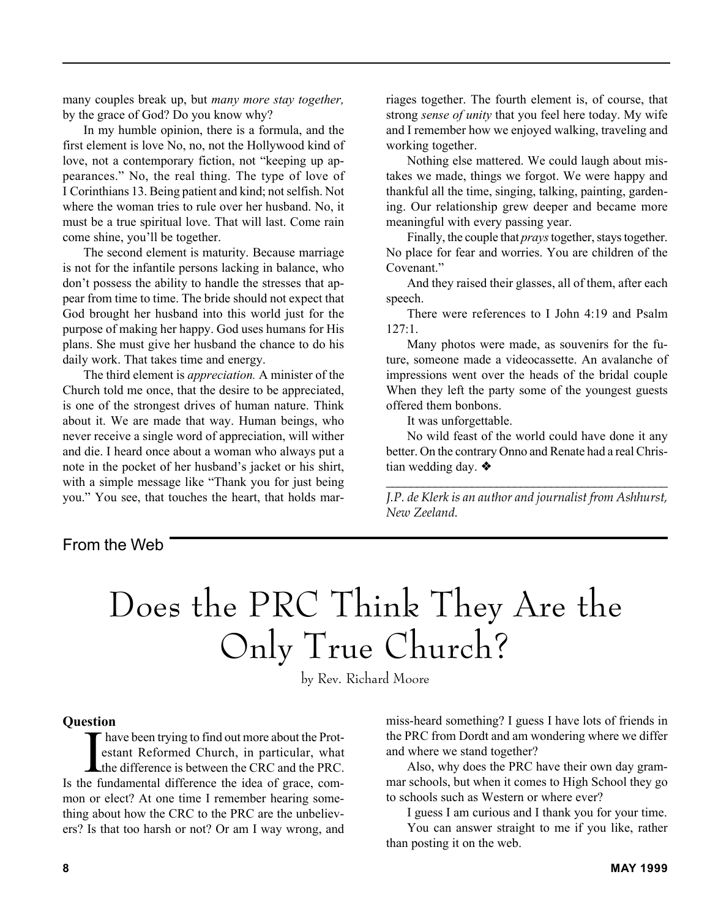many couples break up, but *many more stay together,* by the grace of God? Do you know why?

In my humble opinion, there is a formula, and the first element is love No, no, not the Hollywood kind of love, not a contemporary fiction, not "keeping up appearances." No, the real thing. The type of love of I Corinthians 13. Being patient and kind; not selfish. Not where the woman tries to rule over her husband. No, it must be a true spiritual love. That will last. Come rain come shine, you'll be together.

The second element is maturity. Because marriage is not for the infantile persons lacking in balance, who don't possess the ability to handle the stresses that appear from time to time. The bride should not expect that God brought her husband into this world just for the purpose of making her happy. God uses humans for His plans. She must give her husband the chance to do his daily work. That takes time and energy.

The third element is *appreciation.* A minister of the Church told me once, that the desire to be appreciated, is one of the strongest drives of human nature. Think about it. We are made that way. Human beings, who never receive a single word of appreciation, will wither and die. I heard once about a woman who always put a note in the pocket of her husband's jacket or his shirt, with a simple message like "Thank you for just being you." You see, that touches the heart, that holds marriages together. The fourth element is, of course, that strong *sense of unity* that you feel here today. My wife and I remember how we enjoyed walking, traveling and working together.

Nothing else mattered. We could laugh about mistakes we made, things we forgot. We were happy and thankful all the time, singing, talking, painting, gardening. Our relationship grew deeper and became more meaningful with every passing year.

Finally, the couple that *prays* together, stays together. No place for fear and worries. You are children of the Covenant."

And they raised their glasses, all of them, after each speech.

There were references to I John 4:19 and Psalm 127:1.

Many photos were made, as souvenirs for the future, someone made a videocassette. An avalanche of impressions went over the heads of the bridal couple When they left the party some of the youngest guests offered them bonbons.

It was unforgettable.

No wild feast of the world could have done it any better. On the contrary Onno and Renate had a real Christian wedding day. ❖

---

*J.P. de Klerk is an author and journalist from Ashhurst, New Zeeland.*

From the Web

# Does the PRC Think They Are the Only True Church?

by Rev. Richard Moore

**Question**

I have been trying to find out more about the Protestant Reformed Church, in particular, what the difference is between the CRC and the PRC. Is the fundamental difference the idea of grace, common or elect? At one time I remember hearing something about how the CRC to the PRC are the unbelievers? Is that too harsh or not? Or am I way wrong, and miss-heard something? I guess I have lots of friends in the PRC from Dordt and am wondering where we differ and where we stand together?

Also, why does the PRC have their own day grammar schools, but when it comes to High School they go to schools such as Western or where ever?

I guess I am curious and I thank you for your time.

You can answer straight to me if you like, rather than posting it on the web.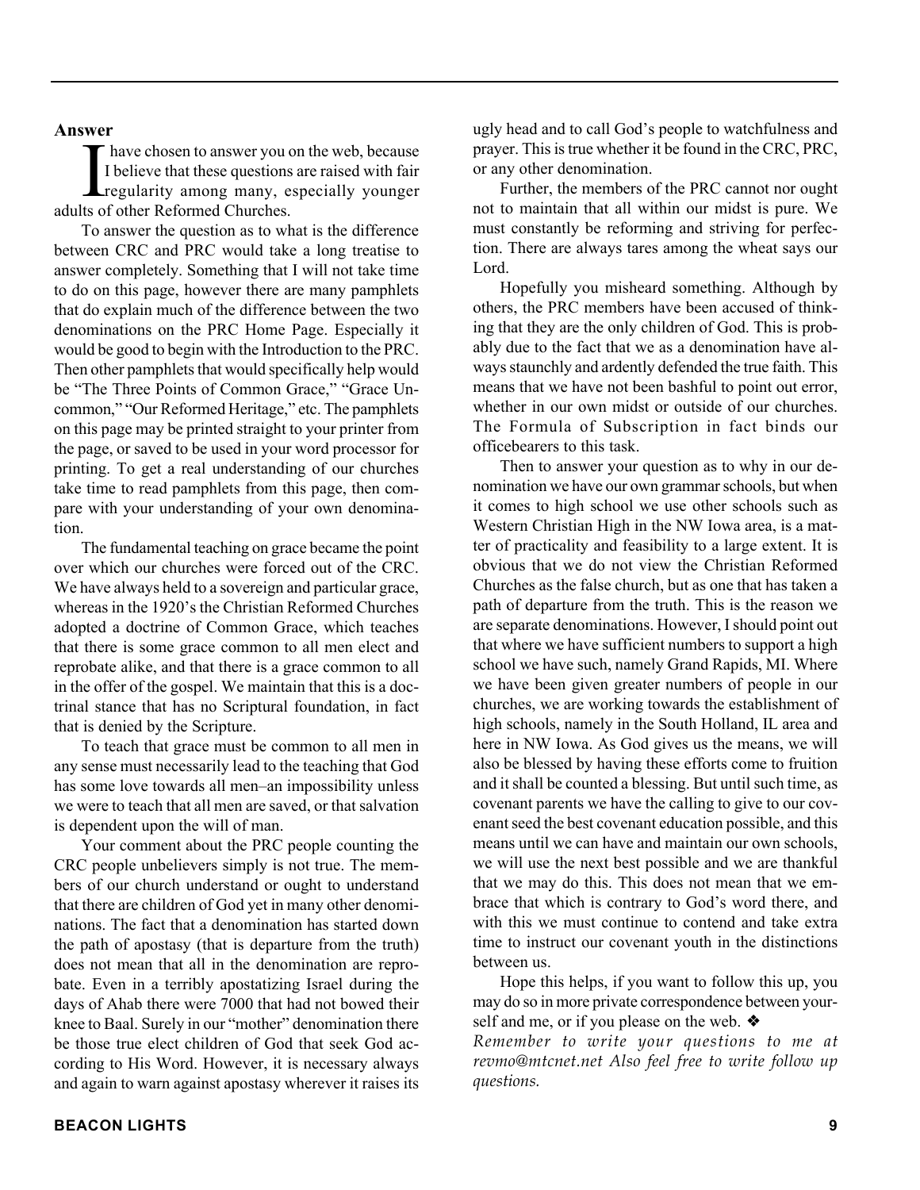**Answer**

I have chosen to answer you on the web, because I believe that these questions are raised with fair regularity among many, especially younger adults of other Reformed Churches.

To answer the question as to what is the difference between CRC and PRC would take a long treatise to answer completely. Something that I will not take time to do on this page, however there are many pamphlets that do explain much of the difference between the two denominations on the PRC Home Page. Especially it would be good to begin with the Introduction to the PRC. Then other pamphlets that would specifically help would be "The Three Points of Common Grace," "Grace Uncommon," "Our Reformed Heritage," etc. The pamphlets on this page may be printed straight to your printer from the page, or saved to be used in your word processor for printing. To get a real understanding of our churches take time to read pamphlets from this page, then compare with your understanding of your own denomination.

The fundamental teaching on grace became the point over which our churches were forced out of the CRC. We have always held to a sovereign and particular grace, whereas in the 1920's the Christian Reformed Churches adopted a doctrine of Common Grace, which teaches that there is some grace common to all men elect and reprobate alike, and that there is a grace common to all in the offer of the gospel. We maintain that this is a doctrinal stance that has no Scriptural foundation, in fact that is denied by the Scripture.

To teach that grace must be common to all men in any sense must necessarily lead to the teaching that God has some love towards all men–an impossibility unless we were to teach that all men are saved, or that salvation is dependent upon the will of man.

Your comment about the PRC people counting the CRC people unbelievers simply is not true. The members of our church understand or ought to understand that there are children of God yet in many other denominations. The fact that a denomination has started down the path of apostasy (that is departure from the truth) does not mean that all in the denomination are reprobate. Even in a terribly apostatizing Israel during the days of Ahab there were 7000 that had not bowed their knee to Baal. Surely in our "mother" denomination there be those true elect children of God that seek God according to His Word. However, it is necessary always and again to warn against apostasy wherever it raises its ugly head and to call God's people to watchfulness and prayer. This is true whether it be found in the CRC, PRC, or any other denomination.

Further, the members of the PRC cannot nor ought not to maintain that all within our midst is pure. We must constantly be reforming and striving for perfection. There are always tares among the wheat says our Lord.

Hopefully you misheard something. Although by others, the PRC members have been accused of thinking that they are the only children of God. This is probably due to the fact that we as a denomination have always staunchly and ardently defended the true faith. This means that we have not been bashful to point out error, whether in our own midst or outside of our churches. The Formula of Subscription in fact binds our officebearers to this task.

Then to answer your question as to why in our denomination we have our own grammar schools, but when it comes to high school we use other schools such as Western Christian High in the NW Iowa area, is a matter of practicality and feasibility to a large extent. It is obvious that we do not view the Christian Reformed Churches as the false church, but as one that has taken a path of departure from the truth. This is the reason we are separate denominations. However, I should point out that where we have sufficient numbers to support a high school we have such, namely Grand Rapids, MI. Where we have been given greater numbers of people in our churches, we are working towards the establishment of high schools, namely in the South Holland, IL area and here in NW Iowa. As God gives us the means, we will also be blessed by having these efforts come to fruition and it shall be counted a blessing. But until such time, as covenant parents we have the calling to give to our covenant seed the best covenant education possible, and this means until we can have and maintain our own schools, we will use the next best possible and we are thankful that we may do this. This does not mean that we embrace that which is contrary to God's word there, and with this we must continue to contend and take extra time to instruct our covenant youth in the distinctions between us.

Hope this helps, if you want to follow this up, you may do so in more private correspondence between yourself and me, or if you please on the web. ❖

*Remember to write your questions to me at revmo@mtcnet.net Also feel free to write follow up questions.*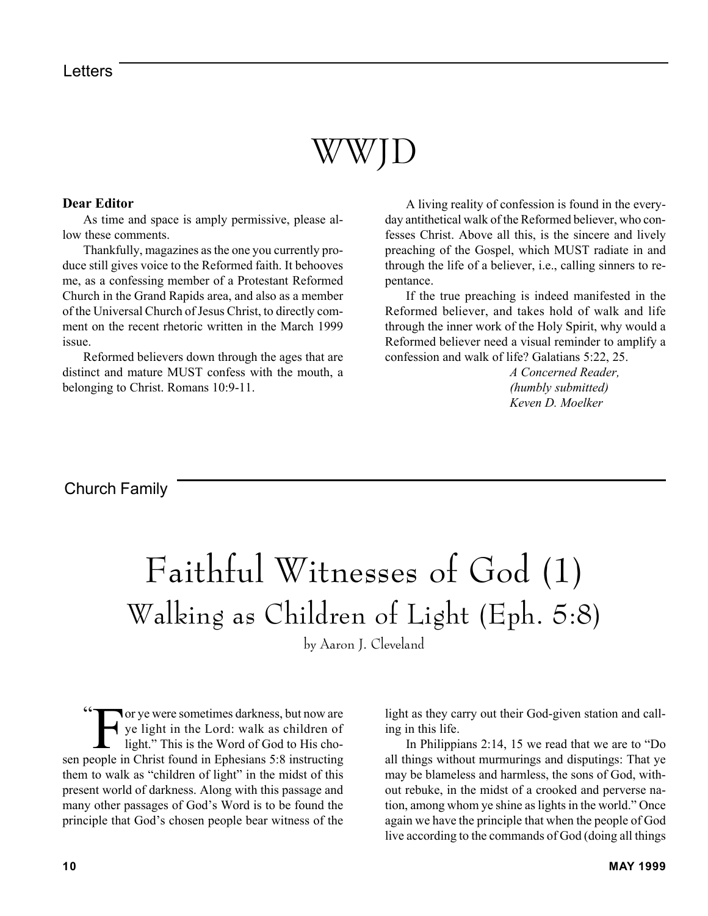Letters

# WWJD

**Dear Editor**

As time and space is amply permissive, please allow these comments.

Thankfully, magazines as the one you currently produce still gives voice to the Reformed faith. It behooves me, as a confessing member of a Protestant Reformed Church in the Grand Rapids area, and also as a member of the Universal Church of Jesus Christ, to directly comment on the recent rhetoric written in the March 1999 issue.

Reformed believers down through the ages that are distinct and mature MUST confess with the mouth, a belonging to Christ. Romans 10:9-11.

A living reality of confession is found in the everyday antithetical walk of the Reformed believer, who confesses Christ. Above all this, is the sincere and lively preaching of the Gospel, which MUST radiate in and through the life of a believer, i.e., calling sinners to repentance.

If the true preaching is indeed manifested in the Reformed believer, and takes hold of walk and life through the inner work of the Holy Spirit, why would a Reformed believer need a visual reminder to amplify a confession and walk of life? Galatians 5:22, 25.

*A Concerned Reader,*
*(humbly submitted)*
*Keven D. Moelker*

Church Family

# Faithful Witnesses of God (1)

## Walking as Children of Light (Eph. 5:8)

by Aaron J. Cleveland

"For ye were sometimes darkness, but now are ye light in the Lord: walk as children of light." This is the Word of God to His chosen people in Christ found in Ephesians 5:8 instructing them to walk as "children of light" in the midst of this present world of darkness. Along with this passage and many other passages of God's Word is to be found the principle that God's chosen people bear witness of the light as they carry out their God-given station and calling in this life.

In Philippians 2:14, 15 we read that we are to "Do all things without murmurings and disputings: That ye may be blameless and harmless, the sons of God, without rebuke, in the midst of a crooked and perverse nation, among whom ye shine as lights in the world." Once again we have the principle that when the people of God live according to the commands of God (doing all things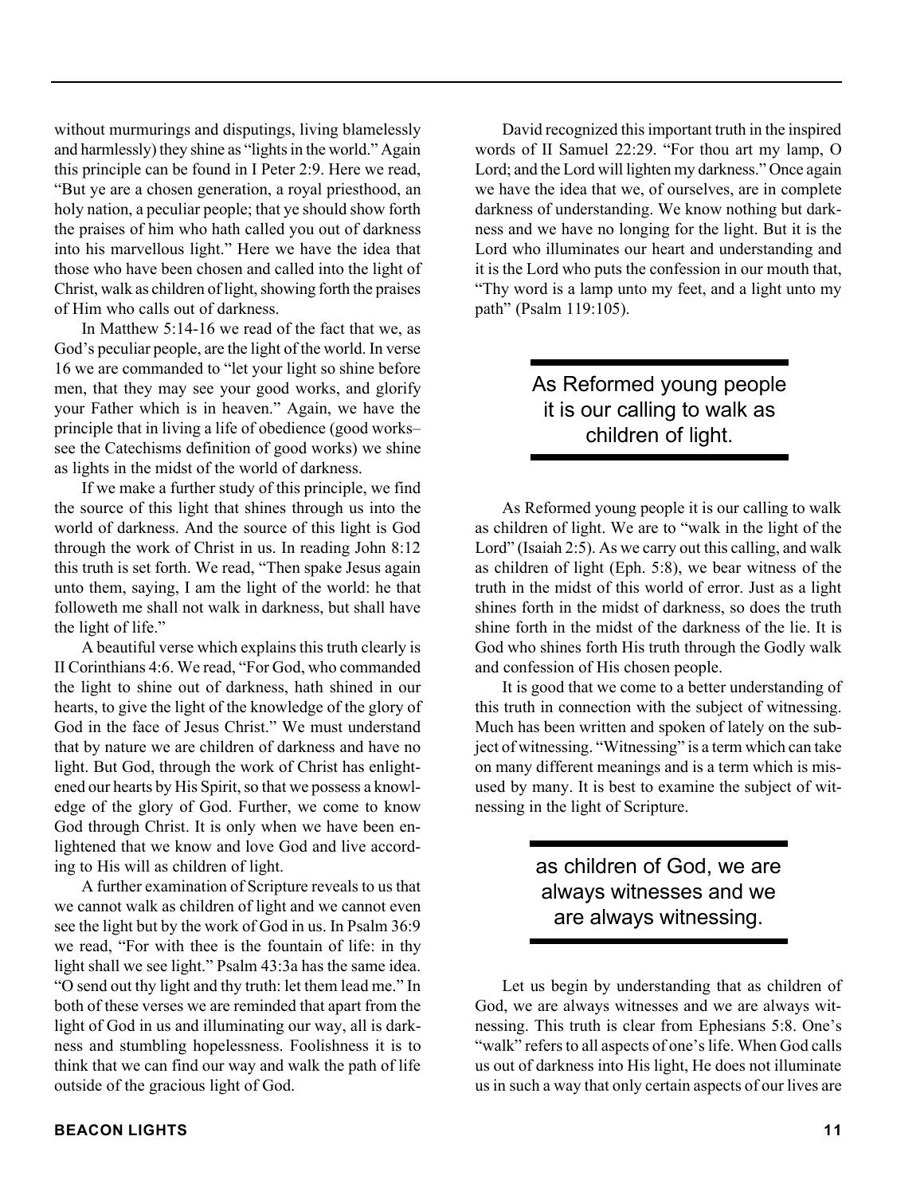without murmurings and disputings, living blamelessly and harmlessly) they shine as "lights in the world." Again this principle can be found in I Peter 2:9. Here we read, "But ye are a chosen generation, a royal priesthood, an holy nation, a peculiar people; that ye should show forth the praises of him who hath called you out of darkness into his marvellous light." Here we have the idea that those who have been chosen and called into the light of Christ, walk as children of light, showing forth the praises of Him who calls out of darkness.

In Matthew 5:14-16 we read of the fact that we, as God's peculiar people, are the light of the world. In verse 16 we are commanded to "let your light so shine before men, that they may see your good works, and glorify your Father which is in heaven." Again, we have the principle that in living a life of obedience (good works–see the Catechisms definition of good works) we shine as lights in the midst of the world of darkness.

If we make a further study of this principle, we find the source of this light that shines through us into the world of darkness. And the source of this light is God through the work of Christ in us. In reading John 8:12 this truth is set forth. We read, "Then spake Jesus again unto them, saying, I am the light of the world: he that followeth me shall not walk in darkness, but shall have the light of life."

A beautiful verse which explains this truth clearly is II Corinthians 4:6. We read, "For God, who commanded the light to shine out of darkness, hath shined in our hearts, to give the light of the knowledge of the glory of God in the face of Jesus Christ." We must understand that by nature we are children of darkness and have no light. But God, through the work of Christ has enlightened our hearts by His Spirit, so that we possess a knowledge of the glory of God. Further, we come to know God through Christ. It is only when we have been enlightened that we know and love God and live according to His will as children of light.

A further examination of Scripture reveals to us that we cannot walk as children of light and we cannot even see the light but by the work of God in us. In Psalm 36:9 we read, "For with thee is the fountain of life: in thy light shall we see light." Psalm 43:3a has the same idea. "O send out thy light and thy truth: let them lead me." In both of these verses we are reminded that apart from the light of God in us and illuminating our way, all is darkness and stumbling hopelessness. Foolishness it is to think that we can find our way and walk the path of life outside of the gracious light of God.

David recognized this important truth in the inspired words of II Samuel 22:29. "For thou art my lamp, O Lord; and the Lord will lighten my darkness." Once again we have the idea that we, of ourselves, are in complete darkness of understanding. We know nothing but darkness and we have no longing for the light. But it is the Lord who illuminates our heart and understanding and it is the Lord who puts the confession in our mouth that, "Thy word is a lamp unto my feet, and a light unto my path" (Psalm 119:105).

> As Reformed young people it is our calling to walk as children of light.

As Reformed young people it is our calling to walk as children of light. We are to "walk in the light of the Lord" (Isaiah 2:5). As we carry out this calling, and walk as children of light (Eph. 5:8), we bear witness of the truth in the midst of this world of error. Just as a light shines forth in the midst of darkness, so does the truth shine forth in the midst of the darkness of the lie. It is God who shines forth His truth through the Godly walk and confession of His chosen people.

It is good that we come to a better understanding of this truth in connection with the subject of witnessing. Much has been written and spoken of lately on the subject of witnessing. "Witnessing" is a term which can take on many different meanings and is a term which is misused by many. It is best to examine the subject of witnessing in the light of Scripture.

> as children of God, we are always witnesses and we are always witnessing.

Let us begin by understanding that as children of God, we are always witnesses and we are always witnessing. This truth is clear from Ephesians 5:8. One's "walk" refers to all aspects of one's life. When God calls us out of darkness into His light, He does not illuminate us in such a way that only certain aspects of our lives are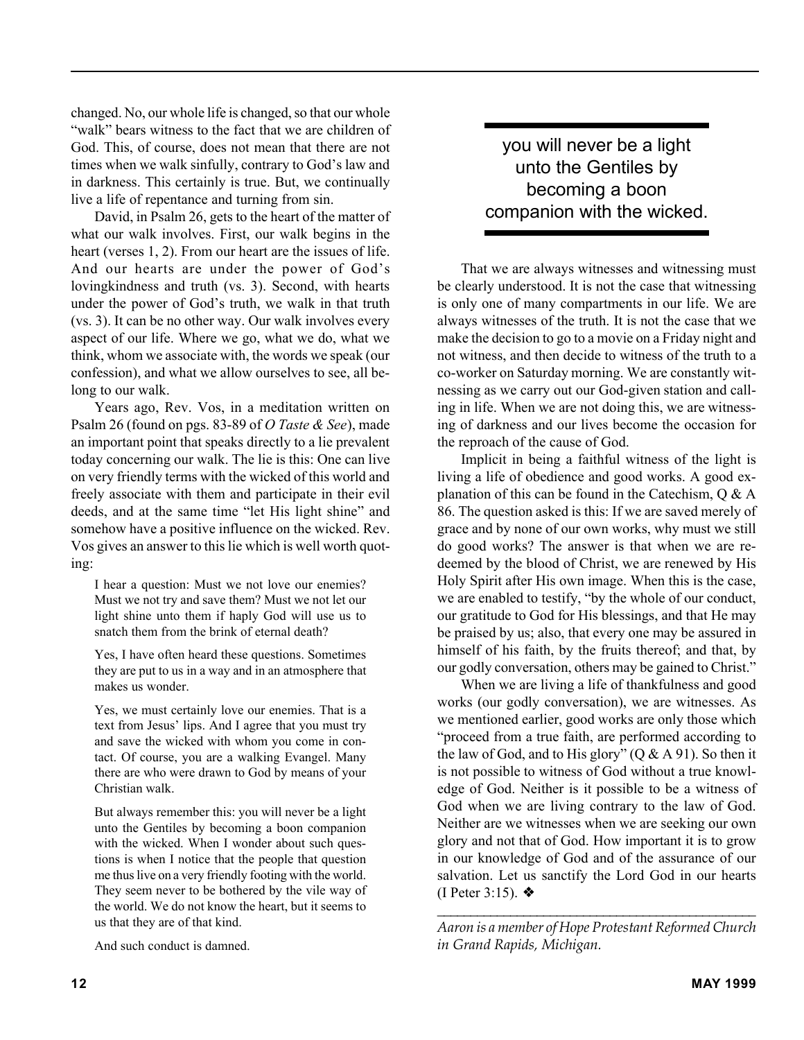changed. No, our whole life is changed, so that our whole "walk" bears witness to the fact that we are children of God. This, of course, does not mean that there are not times when we walk sinfully, contrary to God's law and in darkness. This certainly is true. But, we continually live a life of repentance and turning from sin.

David, in Psalm 26, gets to the heart of the matter of what our walk involves. First, our walk begins in the heart (verses 1, 2). From our heart are the issues of life. And our hearts are under the power of God's lovingkindness and truth (vs. 3). Second, with hearts under the power of God's truth, we walk in that truth (vs. 3). It can be no other way. Our walk involves every aspect of our life. Where we go, what we do, what we think, whom we associate with, the words we speak (our confession), and what we allow ourselves to see, all belong to our walk.

Years ago, Rev. Vos, in a meditation written on Psalm 26 (found on pgs. 83-89 of *O Taste & See*), made an important point that speaks directly to a lie prevalent today concerning our walk. The lie is this: One can live on very friendly terms with the wicked of this world and freely associate with them and participate in their evil deeds, and at the same time "let His light shine" and somehow have a positive influence on the wicked. Rev. Vos gives an answer to this lie which is well worth quoting:

> I hear a question: Must we not love our enemies? Must we not try and save them? Must we not let our light shine unto them if haply God will use us to snatch them from the brink of eternal death?
>
> Yes, I have often heard these questions. Sometimes they are put to us in a way and in an atmosphere that makes us wonder.
>
> Yes, we must certainly love our enemies. That is a text from Jesus' lips. And I agree that you must try and save the wicked with whom you come in contact. Of course, you are a walking Evangel. Many there are who were drawn to God by means of your Christian walk.
>
> But always remember this: you will never be a light unto the Gentiles by becoming a boon companion with the wicked. When I wonder about such questions is when I notice that the people that question me thus live on a very friendly footing with the world. They seem never to be bothered by the vile way of the world. We do not know the heart, but it seems to us that they are of that kind.
>
> And such conduct is damned.

> you will never be a light unto the Gentiles by becoming a boon companion with the wicked.

That we are always witnesses and witnessing must be clearly understood. It is not the case that witnessing is only one of many compartments in our life. We are always witnesses of the truth. It is not the case that we make the decision to go to a movie on a Friday night and not witness, and then decide to witness of the truth to a co-worker on Saturday morning. We are constantly witnessing as we carry out our God-given station and calling in life. When we are not doing this, we are witnessing of darkness and our lives become the occasion for the reproach of the cause of God.

Implicit in being a faithful witness of the light is living a life of obedience and good works. A good explanation of this can be found in the Catechism, Q & A 86. The question asked is this: If we are saved merely of grace and by none of our own works, why must we still do good works? The answer is that when we are redeemed by the blood of Christ, we are renewed by His Holy Spirit after His own image. When this is the case, we are enabled to testify, "by the whole of our conduct, our gratitude to God for His blessings, and that He may be praised by us; also, that every one may be assured in himself of his faith, by the fruits thereof; and that, by our godly conversation, others may be gained to Christ."

When we are living a life of thankfulness and good works (our godly conversation), we are witnesses. As we mentioned earlier, good works are only those which "proceed from a true faith, are performed according to the law of God, and to His glory" (Q & A 91). So then it is not possible to witness of God without a true knowledge of God. Neither is it possible to be a witness of God when we are living contrary to the law of God. Neither are we witnesses when we are seeking our own glory and not that of God. How important it is to grow in our knowledge of God and of the assurance of our salvation. Let us sanctify the Lord God in our hearts (I Peter 3:15). ❖

---

*Aaron is a member of Hope Protestant Reformed Church in Grand Rapids, Michigan.*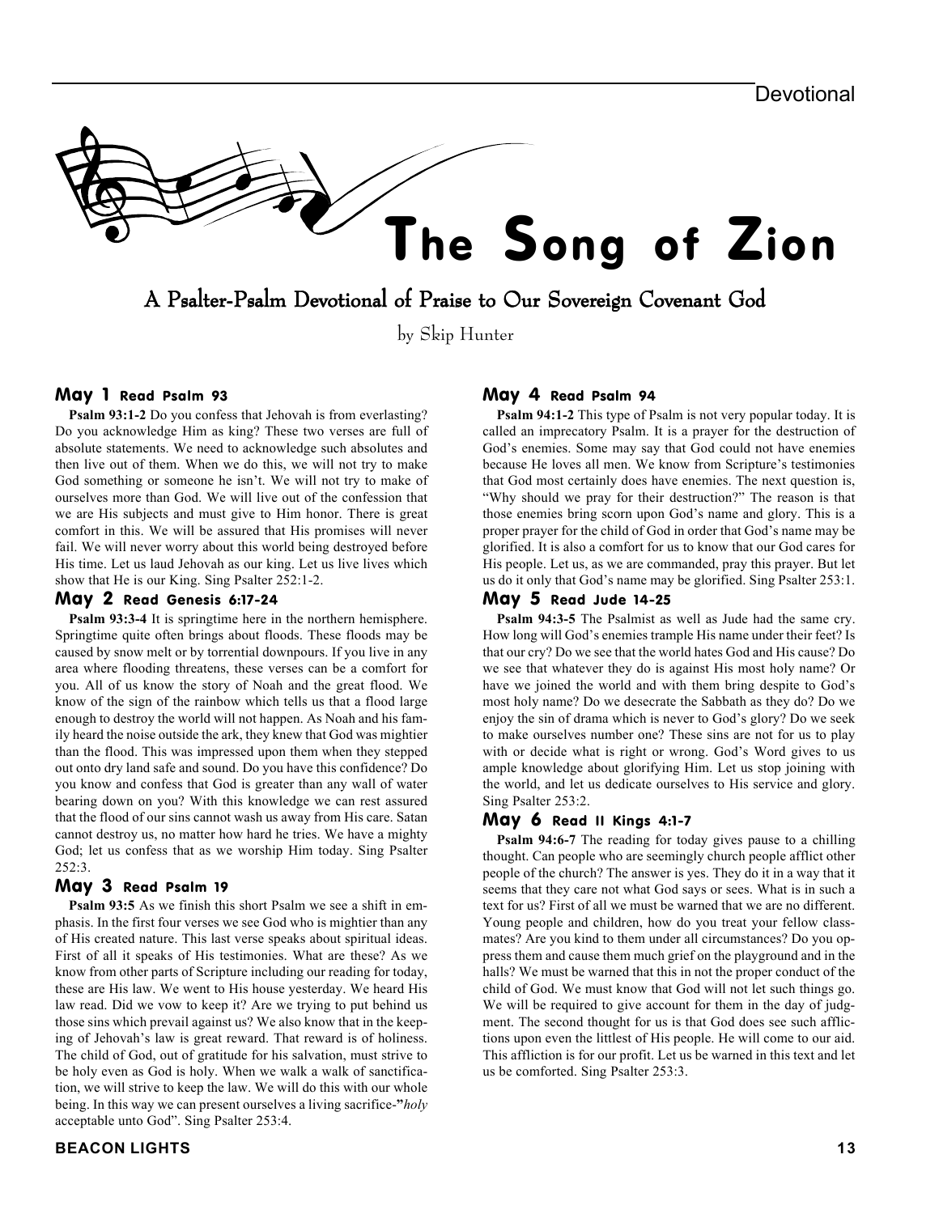Devotional

# The Song of Zion

## A Psalter-Psalm Devotional of Praise to Our Sovereign Covenant God

by Skip Hunter

### May 1 Read Psalm 93

**Psalm 93:1-2** Do you confess that Jehovah is from everlasting? Do you acknowledge Him as king? These two verses are full of absolute statements. We need to acknowledge such absolutes and then live out of them. When we do this, we will not try to make God something or someone he isn't. We will not try to make of ourselves more than God. We will live out of the confession that we are His subjects and must give to Him honor. There is great comfort in this. We will be assured that His promises will never fail. We will never worry about this world being destroyed before His time. Let us laud Jehovah as our king. Let us live lives which show that He is our King. Sing Psalter 252:1-2.

### May 2 Read Genesis 6:17-24

**Psalm 93:3-4** It is springtime here in the northern hemisphere. Springtime quite often brings about floods. These floods may be caused by snow melt or by torrential downpours. If you live in any area where flooding threatens, these verses can be a comfort for you. All of us know the story of Noah and the great flood. We know of the sign of the rainbow which tells us that a flood large enough to destroy the world will not happen. As Noah and his family heard the noise outside the ark, they knew that God was mightier than the flood. This was impressed upon them when they stepped out onto dry land safe and sound. Do you have this confidence? Do you know and confess that God is greater than any wall of water bearing down on you? With this knowledge we can rest assured that the flood of our sins cannot wash us away from His care. Satan cannot destroy us, no matter how hard he tries. We have a mighty God; let us confess that as we worship Him today. Sing Psalter 252:3.

### May 3 Read Psalm 19

**Psalm 93:5** As we finish this short Psalm we see a shift in emphasis. In the first four verses we see God who is mightier than any of His created nature. This last verse speaks about spiritual ideas. First of all it speaks of His testimonies. What are these? As we know from other parts of Scripture including our reading for today, these are His law. We went to His house yesterday. We heard His law read. Did we vow to keep it? Are we trying to put behind us those sins which prevail against us? We also know that in the keeping of Jehovah's law is great reward. That reward is of holiness. The child of God, out of gratitude for his salvation, must strive to be holy even as God is holy. When we walk a walk of sanctification, we will strive to keep the law. We will do this with our whole being. In this way we can present ourselves a living sacrifice-"*holy* acceptable unto God". Sing Psalter 253:4.

### May 4 Read Psalm 94

**Psalm 94:1-2** This type of Psalm is not very popular today. It is called an imprecatory Psalm. It is a prayer for the destruction of God's enemies. Some may say that God could not have enemies because He loves all men. We know from Scripture's testimonies that God most certainly does have enemies. The next question is, "Why should we pray for their destruction?" The reason is that those enemies bring scorn upon God's name and glory. This is a proper prayer for the child of God in order that God's name may be glorified. It is also a comfort for us to know that our God cares for His people. Let us, as we are commanded, pray this prayer. But let us do it only that God's name may be glorified. Sing Psalter 253:1.

### May 5 Read Jude 14-25

**Psalm 94:3-5** The Psalmist as well as Jude had the same cry. How long will God's enemies trample His name under their feet? Is that our cry? Do we see that the world hates God and His cause? Do we see that whatever they do is against His most holy name? Or have we joined the world and with them bring despite to God's most holy name? Do we desecrate the Sabbath as they do? Do we enjoy the sin of drama which is never to God's glory? Do we seek to make ourselves number one? These sins are not for us to play with or decide what is right or wrong. God's Word gives to us ample knowledge about glorifying Him. Let us stop joining with the world, and let us dedicate ourselves to His service and glory. Sing Psalter 253:2.

### May 6 Read II Kings 4:1-7

**Psalm 94:6-7** The reading for today gives pause to a chilling thought. Can people who are seemingly church people afflict other people of the church? The answer is yes. They do it in a way that it seems that they care not what God says or sees. What is in such a text for us? First of all we must be warned that we are no different. Young people and children, how do you treat your fellow classmates? Are you kind to them under all circumstances? Do you oppress them and cause them much grief on the playground and in the halls? We must be warned that this in not the proper conduct of the child of God. We must know that God will not let such things go. We will be required to give account for them in the day of judgment. The second thought for us is that God does see such afflictions upon even the littlest of His people. He will come to our aid. This affliction is for our profit. Let us be warned in this text and let us be comforted. Sing Psalter 253:3.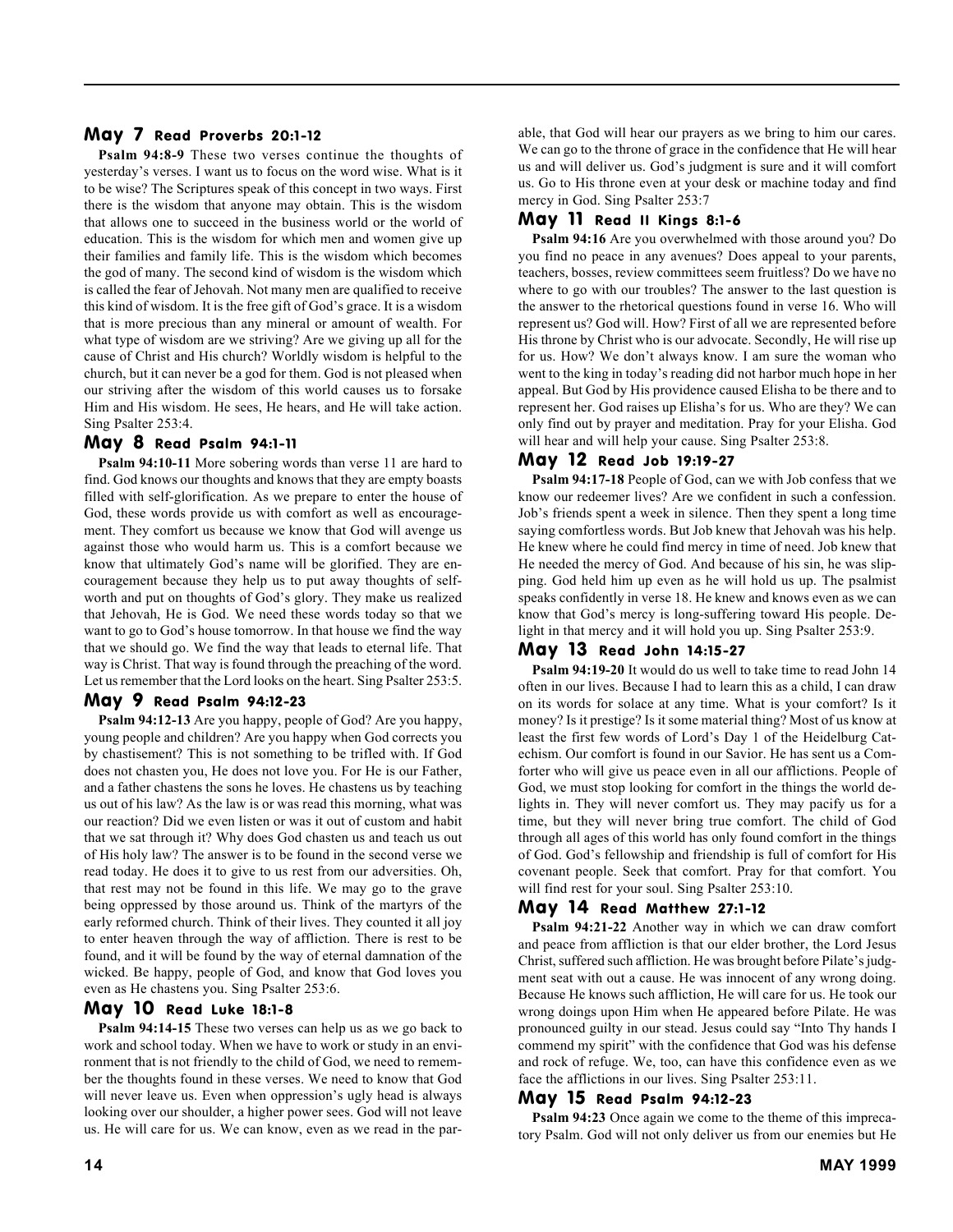## May 7 Read Proverbs 20:1-12

**Psalm 94:8-9** These two verses continue the thoughts of yesterday's verses. I want us to focus on the word wise. What is it to be wise? The Scriptures speak of this concept in two ways. First there is the wisdom that anyone may obtain. This is the wisdom that allows one to succeed in the business world or the world of education. This is the wisdom for which men and women give up their families and family life. This is the wisdom which becomes the god of many. The second kind of wisdom is the wisdom which is called the fear of Jehovah. Not many men are qualified to receive this kind of wisdom. It is the free gift of God's grace. It is a wisdom that is more precious than any mineral or amount of wealth. For what type of wisdom are we striving? Are we giving up all for the cause of Christ and His church? Worldly wisdom is helpful to the church, but it can never be a god for them. God is not pleased when our striving after the wisdom of this world causes us to forsake Him and His wisdom. He sees, He hears, and He will take action. Sing Psalter 253:4.

## May 8 Read Psalm 94:1-11

**Psalm 94:10-11** More sobering words than verse 11 are hard to find. God knows our thoughts and knows that they are empty boasts filled with self-glorification. As we prepare to enter the house of God, these words provide us with comfort as well as encouragement. They comfort us because we know that God will avenge us against those who would harm us. This is a comfort because we know that ultimately God's name will be glorified. They are encouragement because they help us to put away thoughts of self-worth and put on thoughts of God's glory. They make us realized that Jehovah, He is God. We need these words today so that we want to go to God's house tomorrow. In that house we find the way that we should go. We find the way that leads to eternal life. That way is Christ. That way is found through the preaching of the word. Let us remember that the Lord looks on the heart. Sing Psalter 253:5.

## May 9 Read Psalm 94:12-23

**Psalm 94:12-13** Are you happy, people of God? Are you happy, young people and children? Are you happy when God corrects you by chastisement? This is not something to be trifled with. If God does not chasten you, He does not love you. For He is our Father, and a father chastens the sons he loves. He chastens us by teaching us out of his law? As the law is or was read this morning, what was our reaction? Did we even listen or was it out of custom and habit that we sat through it? Why does God chasten us and teach us out of His holy law? The answer is to be found in the second verse we read today. He does it to give to us rest from our adversities. Oh, that rest may not be found in this life. We may go to the grave being oppressed by those around us. Think of the martyrs of the early reformed church. Think of their lives. They counted it all joy to enter heaven through the way of affliction. There is rest to be found, and it will be found by the way of eternal damnation of the wicked. Be happy, people of God, and know that God loves you even as He chastens you. Sing Psalter 253:6.

## May 10 Read Luke 18:1-8

**Psalm 94:14-15** These two verses can help us as we go back to work and school today. When we have to work or study in an environment that is not friendly to the child of God, we need to remember the thoughts found in these verses. We need to know that God will never leave us. Even when oppression's ugly head is always looking over our shoulder, a higher power sees. God will not leave us. He will care for us. We can know, even as we read in the parable, that God will hear our prayers as we bring to him our cares. We can go to the throne of grace in the confidence that He will hear us and will deliver us. God's judgment is sure and it will comfort us. Go to His throne even at your desk or machine today and find mercy in God. Sing Psalter 253:7

## May 11 Read II Kings 8:1-6

**Psalm 94:16** Are you overwhelmed with those around you? Do you find no peace in any avenues? Does appeal to your parents, teachers, bosses, review committees seem fruitless? Do we have no where to go with our troubles? The answer to the last question is the answer to the rhetorical questions found in verse 16. Who will represent us? God will. How? First of all we are represented before His throne by Christ who is our advocate. Secondly, He will rise up for us. How? We don't always know. I am sure the woman who went to the king in today's reading did not harbor much hope in her appeal. But God by His providence caused Elisha to be there and to represent her. God raises up Elisha's for us. Who are they? We can only find out by prayer and meditation. Pray for your Elisha. God will hear and will help your cause. Sing Psalter 253:8.

## May 12 Read Job 19:19-27

**Psalm 94:17-18** People of God, can we with Job confess that we know our redeemer lives? Are we confident in such a confession. Job's friends spent a week in silence. Then they spent a long time saying comfortless words. But Job knew that Jehovah was his help. He knew where he could find mercy in time of need. Job knew that He needed the mercy of God. And because of his sin, he was slipping. God held him up even as he will hold us up. The psalmist speaks confidently in verse 18. He knew and knows even as we can know that God's mercy is long-suffering toward His people. Delight in that mercy and it will hold you up. Sing Psalter 253:9.

## May 13 Read John 14:15-27

**Psalm 94:19-20** It would do us well to take time to read John 14 often in our lives. Because I had to learn this as a child, I can draw on its words for solace at any time. What is your comfort? Is it money? Is it prestige? Is it some material thing? Most of us know at least the first few words of Lord's Day 1 of the Heidelburg Catechism. Our comfort is found in our Savior. He has sent us a Comforter who will give us peace even in all our afflictions. People of God, we must stop looking for comfort in the things the world delights in. They will never comfort us. They may pacify us for a time, but they will never bring true comfort. The child of God through all ages of this world has only found comfort in the things of God. God's fellowship and friendship is full of comfort for His covenant people. Seek that comfort. Pray for that comfort. You will find rest for your soul. Sing Psalter 253:10.

## May 14 Read Matthew 27:1-12

**Psalm 94:21-22** Another way in which we can draw comfort and peace from affliction is that our elder brother, the Lord Jesus Christ, suffered such affliction. He was brought before Pilate's judgment seat with out a cause. He was innocent of any wrong doing. Because He knows such affliction, He will care for us. He took our wrong doings upon Him when He appeared before Pilate. He was pronounced guilty in our stead. Jesus could say "Into Thy hands I commend my spirit" with the confidence that God was his defense and rock of refuge. We, too, can have this confidence even as we face the afflictions in our lives. Sing Psalter 253:11.

## May 15 Read Psalm 94:12-23

**Psalm 94:23** Once again we come to the theme of this imprecatory Psalm. God will not only deliver us from our enemies but He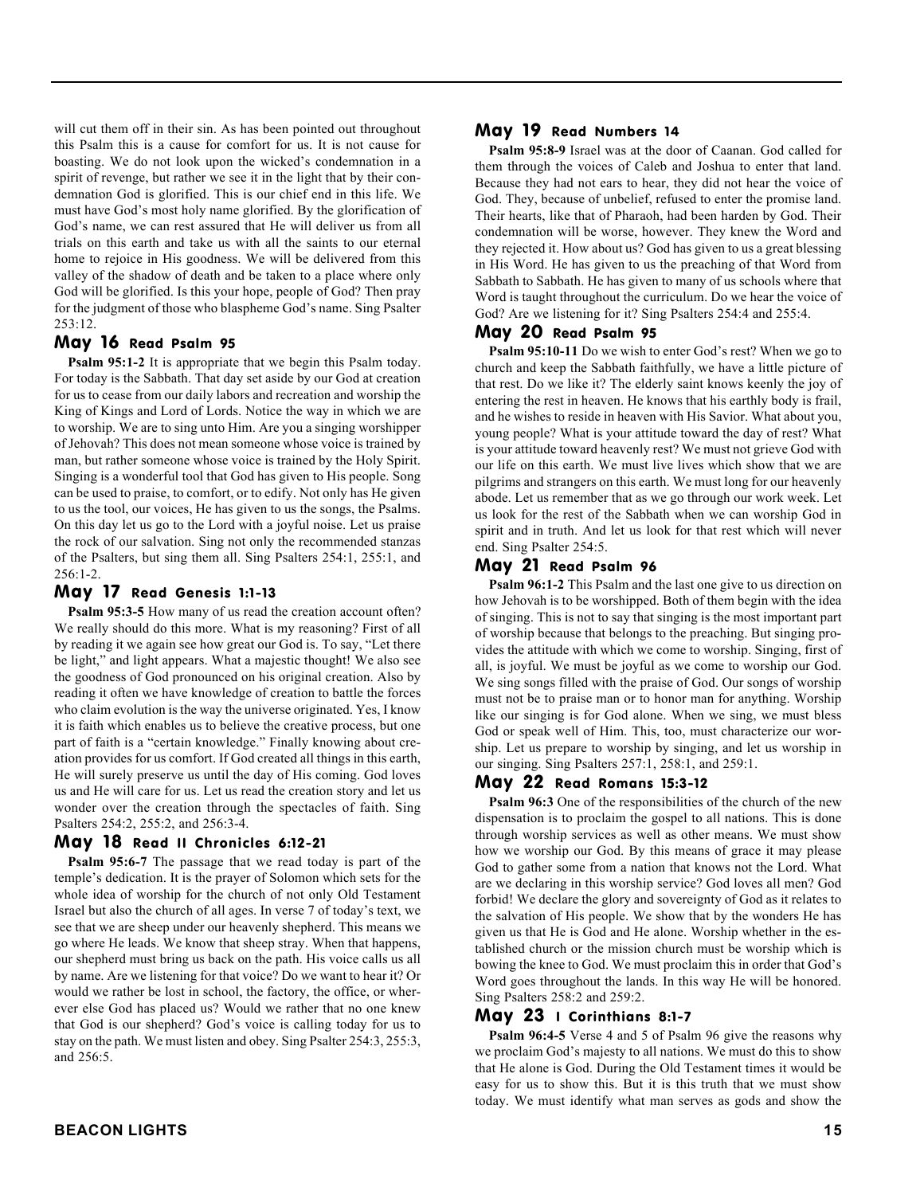will cut them off in their sin. As has been pointed out throughout this Psalm this is a cause for comfort for us. It is not cause for boasting. We do not look upon the wicked's condemnation in a spirit of revenge, but rather we see it in the light that by their condemnation God is glorified. This is our chief end in this life. We must have God's most holy name glorified. By the glorification of God's name, we can rest assured that He will deliver us from all trials on this earth and take us with all the saints to our eternal home to rejoice in His goodness. We will be delivered from this valley of the shadow of death and be taken to a place where only God will be glorified. Is this your hope, people of God? Then pray for the judgment of those who blaspheme God's name. Sing Psalter 253:12.

## May 16 Read Psalm 95

**Psalm 95:1-2** It is appropriate that we begin this Psalm today. For today is the Sabbath. That day set aside by our God at creation for us to cease from our daily labors and recreation and worship the King of Kings and Lord of Lords. Notice the way in which we are to worship. We are to sing unto Him. Are you a singing worshipper of Jehovah? This does not mean someone whose voice is trained by man, but rather someone whose voice is trained by the Holy Spirit. Singing is a wonderful tool that God has given to His people. Song can be used to praise, to comfort, or to edify. Not only has He given to us the tool, our voices, He has given to us the songs, the Psalms. On this day let us go to the Lord with a joyful noise. Let us praise the rock of our salvation. Sing not only the recommended stanzas of the Psalters, but sing them all. Sing Psalters 254:1, 255:1, and 256:1-2.

## May 17 Read Genesis 1:1-13

**Psalm 95:3-5** How many of us read the creation account often? We really should do this more. What is my reasoning? First of all by reading it we again see how great our God is. To say, "Let there be light," and light appears. What a majestic thought! We also see the goodness of God pronounced on his original creation. Also by reading it often we have knowledge of creation to battle the forces who claim evolution is the way the universe originated. Yes, I know it is faith which enables us to believe the creative process, but one part of faith is a "certain knowledge." Finally knowing about creation provides for us comfort. If God created all things in this earth, He will surely preserve us until the day of His coming. God loves us and He will care for us. Let us read the creation story and let us wonder over the creation through the spectacles of faith. Sing Psalters 254:2, 255:2, and 256:3-4.

## May 18 Read II Chronicles 6:12-21

**Psalm 95:6-7** The passage that we read today is part of the temple's dedication. It is the prayer of Solomon which sets for the whole idea of worship for the church of not only Old Testament Israel but also the church of all ages. In verse 7 of today's text, we see that we are sheep under our heavenly shepherd. This means we go where He leads. We know that sheep stray. When that happens, our shepherd must bring us back on the path. His voice calls us all by name. Are we listening for that voice? Do we want to hear it? Or would we rather be lost in school, the factory, the office, or wherever else God has placed us? Would we rather that no one knew that God is our shepherd? God's voice is calling today for us to stay on the path. We must listen and obey. Sing Psalter 254:3, 255:3, and 256:5.

## May 19 Read Numbers 14

**Psalm 95:8-9** Israel was at the door of Caanan. God called for them through the voices of Caleb and Joshua to enter that land. Because they had not ears to hear, they did not hear the voice of God. They, because of unbelief, refused to enter the promise land. Their hearts, like that of Pharaoh, had been harden by God. Their condemnation will be worse, however. They knew the Word and they rejected it. How about us? God has given to us a great blessing in His Word. He has given to us the preaching of that Word from Sabbath to Sabbath. He has given to many of us schools where that Word is taught throughout the curriculum. Do we hear the voice of God? Are we listening for it? Sing Psalters 254:4 and 255:4.

## May 20 Read Psalm 95

**Psalm 95:10-11** Do we wish to enter God's rest? When we go to church and keep the Sabbath faithfully, we have a little picture of that rest. Do we like it? The elderly saint knows keenly the joy of entering the rest in heaven. He knows that his earthly body is frail, and he wishes to reside in heaven with His Savior. What about you, young people? What is your attitude toward the day of rest? What is your attitude toward heavenly rest? We must not grieve God with our life on this earth. We must live lives which show that we are pilgrims and strangers on this earth. We must long for our heavenly abode. Let us remember that as we go through our work week. Let us look for the rest of the Sabbath when we can worship God in spirit and in truth. And let us look for that rest which will never end. Sing Psalter 254:5.

## May 21 Read Psalm 96

**Psalm 96:1-2** This Psalm and the last one give to us direction on how Jehovah is to be worshipped. Both of them begin with the idea of singing. This is not to say that singing is the most important part of worship because that belongs to the preaching. But singing provides the attitude with which we come to worship. Singing, first of all, is joyful. We must be joyful as we come to worship our God. We sing songs filled with the praise of God. Our songs of worship must not be to praise man or to honor man for anything. Worship like our singing is for God alone. When we sing, we must bless God or speak well of Him. This, too, must characterize our worship. Let us prepare to worship by singing, and let us worship in our singing. Sing Psalters 257:1, 258:1, and 259:1.

## May 22 Read Romans 15:3-12

**Psalm 96:3** One of the responsibilities of the church of the new dispensation is to proclaim the gospel to all nations. This is done through worship services as well as other means. We must show how we worship our God. By this means of grace it may please God to gather some from a nation that knows not the Lord. What are we declaring in this worship service? God loves all men? God forbid! We declare the glory and sovereignty of God as it relates to the salvation of His people. We show that by the wonders He has given us that He is God and He alone. Worship whether in the established church or the mission church must be worship which is bowing the knee to God. We must proclaim this in order that God's Word goes throughout the lands. In this way He will be honored. Sing Psalters 258:2 and 259:2.

## May 23 I Corinthians 8:1-7

**Psalm 96:4-5** Verse 4 and 5 of Psalm 96 give the reasons why we proclaim God's majesty to all nations. We must do this to show that He alone is God. During the Old Testament times it would be easy for us to show this. But it is this truth that we must show today. We must identify what man serves as gods and show the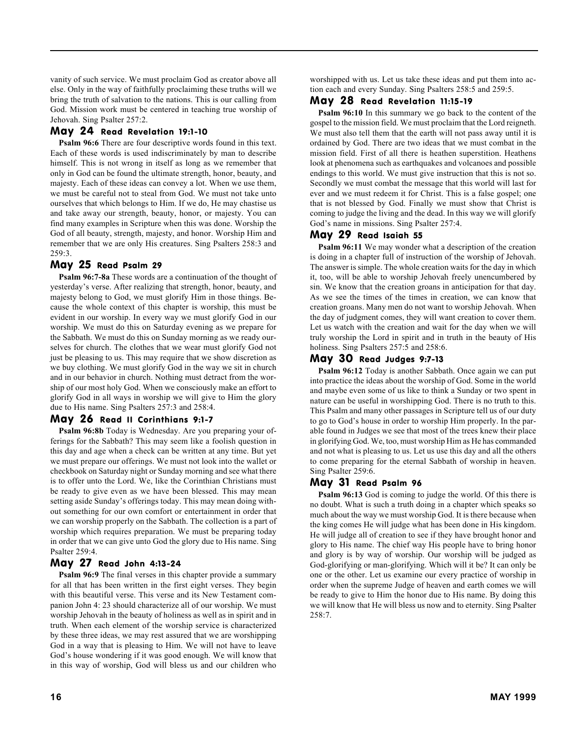vanity of such service. We must proclaim God as creator above all else. Only in the way of faithfully proclaiming these truths will we bring the truth of salvation to the nations. This is our calling from God. Mission work must be centered in teaching true worship of Jehovah. Sing Psalter 257:2.

## May 24 Read Revelation 19:1-10

**Psalm 96:6** There are four descriptive words found in this text. Each of these words is used indiscriminately by man to describe himself. This is not wrong in itself as long as we remember that only in God can be found the ultimate strength, honor, beauty, and majesty. Each of these ideas can convey a lot. When we use them, we must be careful not to steal from God. We must not take unto ourselves that which belongs to Him. If we do, He may chastise us and take away our strength, beauty, honor, or majesty. You can find many examples in Scripture when this was done. Worship the God of all beauty, strength, majesty, and honor. Worship Him and remember that we are only His creatures. Sing Psalters 258:3 and 259:3.

## May 25 Read Psalm 29

**Psalm 96:7-8a** These words are a continuation of the thought of yesterday's verse. After realizing that strength, honor, beauty, and majesty belong to God, we must glorify Him in those things. Because the whole context of this chapter is worship, this must be evident in our worship. In every way we must glorify God in our worship. We must do this on Saturday evening as we prepare for the Sabbath. We must do this on Sunday morning as we ready ourselves for church. The clothes that we wear must glorify God not just be pleasing to us. This may require that we show discretion as we buy clothing. We must glorify God in the way we sit in church and in our behavior in church. Nothing must detract from the worship of our most holy God. When we consciously make an effort to glorify God in all ways in worship we will give to Him the glory due to His name. Sing Psalters 257:3 and 258:4.

## May 26 Read II Corinthians 9:1-7

**Psalm 96:8b** Today is Wednesday. Are you preparing your offerings for the Sabbath? This may seem like a foolish question in this day and age when a check can be written at any time. But yet we must prepare our offerings. We must not look into the wallet or checkbook on Saturday night or Sunday morning and see what there is to offer unto the Lord. We, like the Corinthian Christians must be ready to give even as we have been blessed. This may mean setting aside Sunday's offerings today. This may mean doing without something for our own comfort or entertainment in order that we can worship properly on the Sabbath. The collection is a part of worship which requires preparation. We must be preparing today in order that we can give unto God the glory due to His name. Sing Psalter 259:4.

## May 27 Read John 4:13-24

**Psalm 96:9** The final verses in this chapter provide a summary for all that has been written in the first eight verses. They begin with this beautiful verse. This verse and its New Testament companion John 4: 23 should characterize all of our worship. We must worship Jehovah in the beauty of holiness as well as in spirit and in truth. When each element of the worship service is characterized by these three ideas, we may rest assured that we are worshipping God in a way that is pleasing to Him. We will not have to leave God's house wondering if it was good enough. We will know that in this way of worship, God will bless us and our children who worshipped with us. Let us take these ideas and put them into action each and every Sunday. Sing Psalters 258:5 and 259:5.

## May 28 Read Revelation 11:15-19

**Psalm 96:10** In this summary we go back to the content of the gospel to the mission field. We must proclaim that the Lord reigneth. We must also tell them that the earth will not pass away until it is ordained by God. There are two ideas that we must combat in the mission field. First of all there is heathen superstition. Heathens look at phenomena such as earthquakes and volcanoes and possible endings to this world. We must give instruction that this is not so. Secondly we must combat the message that this world will last for ever and we must redeem it for Christ. This is a false gospel; one that is not blessed by God. Finally we must show that Christ is coming to judge the living and the dead. In this way we will glorify God's name in missions. Sing Psalter 257:4.

## May 29 Read Isaiah 55

**Psalm 96:11** We may wonder what a description of the creation is doing in a chapter full of instruction of the worship of Jehovah. The answer is simple. The whole creation waits for the day in which it, too, will be able to worship Jehovah freely unencumbered by sin. We know that the creation groans in anticipation for that day. As we see the times of the times in creation, we can know that creation groans. Many men do not want to worship Jehovah. When the day of judgment comes, they will want creation to cover them. Let us watch with the creation and wait for the day when we will truly worship the Lord in spirit and in truth in the beauty of His holiness. Sing Psalters 257:5 and 258:6.

## May 30 Read Judges 9:7-13

**Psalm 96:12** Today is another Sabbath. Once again we can put into practice the ideas about the worship of God. Some in the world and maybe even some of us like to think a Sunday or two spent in nature can be useful in worshipping God. There is no truth to this. This Psalm and many other passages in Scripture tell us of our duty to go to God's house in order to worship Him properly. In the parable found in Judges we see that most of the trees knew their place in glorifying God. We, too, must worship Him as He has commanded and not what is pleasing to us. Let us use this day and all the others to come preparing for the eternal Sabbath of worship in heaven. Sing Psalter 259:6.

## May 31 Read Psalm 96

**Psalm 96:13** God is coming to judge the world. Of this there is no doubt. What is such a truth doing in a chapter which speaks so much about the way we must worship God. It is there because when the king comes He will judge what has been done in His kingdom. He will judge all of creation to see if they have brought honor and glory to His name. The chief way His people have to bring honor and glory is by way of worship. Our worship will be judged as God-glorifying or man-glorifying. Which will it be? It can only be one or the other. Let us examine our every practice of worship in order when the supreme Judge of heaven and earth comes we will be ready to give to Him the honor due to His name. By doing this we will know that He will bless us now and to eternity. Sing Psalter 258:7.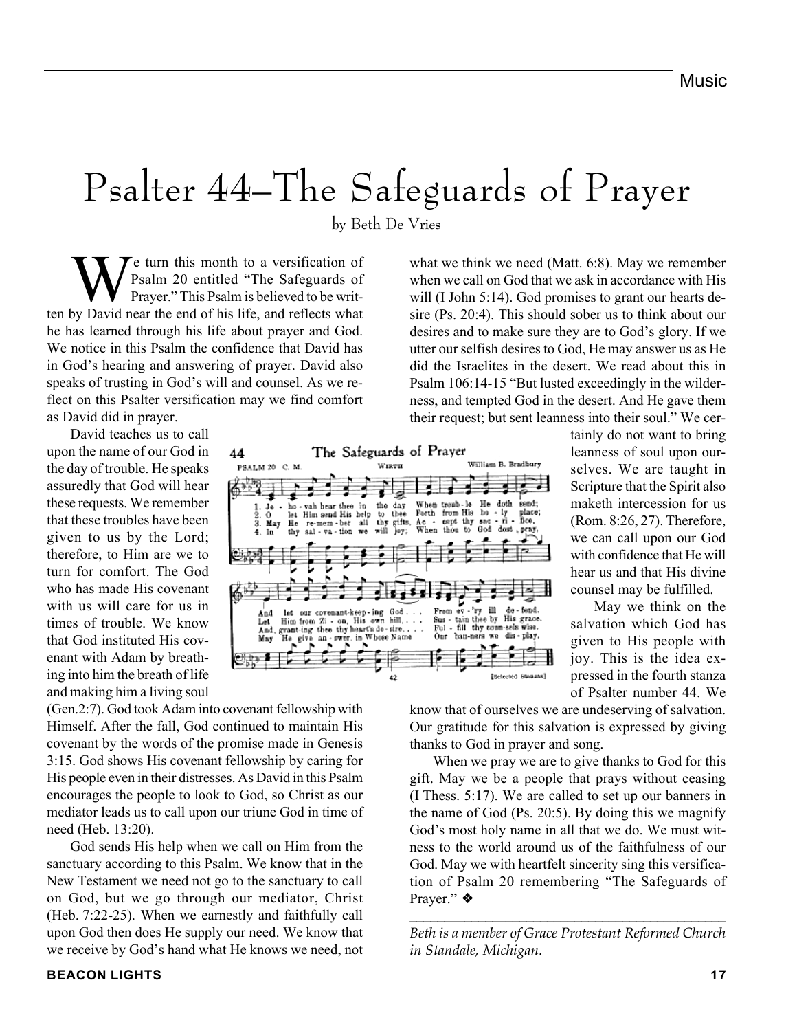# Psalter 44–The Safeguards of Prayer

by Beth De Vries

We turn this month to a versification of Psalm 20 entitled "The Safeguards of Prayer." This Psalm is believed to be written by David near the end of his life, and reflects what he has learned through his life about prayer and God. We notice in this Psalm the confidence that David has in God's hearing and answering of prayer. David also speaks of trusting in God's will and counsel. As we reflect on this Psalter versification may we find comfort as David did in prayer.

David teaches us to call upon the name of our God in the day of trouble. He speaks assuredly that God will hear these requests. We remember that these troubles have been given to us by the Lord; therefore, to Him are we to turn for comfort. The God who has made His covenant with us will care for us in times of trouble. We know that God instituted His covenant with Adam by breathing into him the breath of life and making him a living soul (Gen.2:7). God took Adam into covenant fellowship with Himself. After the fall, God continued to maintain His covenant by the words of the promise made in Genesis 3:15. God shows His covenant fellowship by caring for His people even in their distresses. As David in this Psalm encourages the people to look to God, so Christ as our mediator leads us to call upon our triune God in time of need (Heb. 13:20).

God sends His help when we call on Him from the sanctuary according to this Psalm. We know that in the New Testament we need not go to the sanctuary to call on God, but we go through our mediator, Christ (Heb. 7:22-25). When we earnestly and faithfully call upon God then does He supply our need. We know that we receive by God's hand what He knows we need, not what we think we need (Matt. 6:8). May we remember when we call on God that we ask in accordance with His will (I John 5:14). God promises to grant our hearts desire (Ps. 20:4). This should sober us to think about our desires and to make sure they are to God's glory. If we utter our selfish desires to God, He may answer us as He did the Israelites in the desert. We read about this in Psalm 106:14-15 "But lusted exceedingly in the wilderness, and tempted God in the desert. And He gave them their request; but sent leanness into their soul." We certainly do not want to bring leanness of soul upon ourselves. We are taught in Scripture that the Spirit also maketh intercession for us (Rom. 8:26, 27). Therefore, we can call upon our God with confidence that He will hear us and that His divine counsel may be fulfilled.

May we think on the salvation which God has given to His people with joy. This is the idea expressed in the fourth stanza of Psalter number 44. We know that of ourselves we are undeserving of salvation. Our gratitude for this salvation is expressed by giving thanks to God in prayer and song.

When we pray we are to give thanks to God for this gift. May we be a people that prays without ceasing (I Thess. 5:17). We are called to set up our banners in the name of God (Ps. 20:5). By doing this we magnify God's most holy name in all that we do. We must witness to the world around us of the faithfulness of our God. May we with heartfelt sincerity sing this versification of Psalm 20 remembering "The Safeguards of Prayer." ❖

---

*Beth is a member of Grace Protestant Reformed Church in Standale, Michigan.*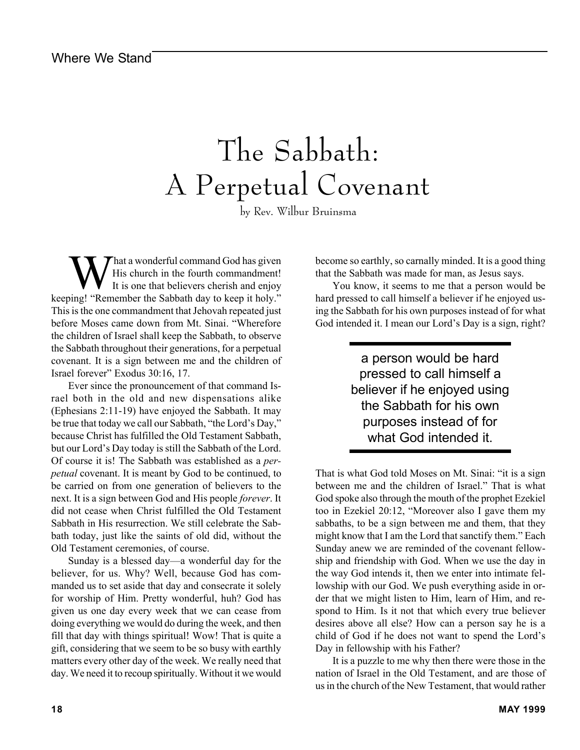# The Sabbath: A Perpetual Covenant

by Rev. Wilbur Bruinsma

What a wonderful command God has given His church in the fourth commandment! It is one that believers cherish and enjoy keeping! "Remember the Sabbath day to keep it holy." This is the one commandment that Jehovah repeated just before Moses came down from Mt. Sinai. "Wherefore the children of Israel shall keep the Sabbath, to observe the Sabbath throughout their generations, for a perpetual covenant. It is a sign between me and the children of Israel forever" Exodus 30:16, 17.

Ever since the pronouncement of that command Israel both in the old and new dispensations alike (Ephesians 2:11-19) have enjoyed the Sabbath. It may be true that today we call our Sabbath, "the Lord's Day," because Christ has fulfilled the Old Testament Sabbath, but our Lord's Day today is still the Sabbath of the Lord. Of course it is! The Sabbath was established as a *perpetual* covenant. It is meant by God to be continued, to be carried on from one generation of believers to the next. It is a sign between God and His people *forever*. It did not cease when Christ fulfilled the Old Testament Sabbath in His resurrection. We still celebrate the Sabbath today, just like the saints of old did, without the Old Testament ceremonies, of course.

Sunday is a blessed day—a wonderful day for the believer, for us. Why? Well, because God has commanded us to set aside that day and consecrate it solely for worship of Him. Pretty wonderful, huh? God has given us one day every week that we can cease from doing everything we would do during the week, and then fill that day with things spiritual! Wow! That is quite a gift, considering that we seem to be so busy with earthly matters every other day of the week. We really need that day. We need it to recoup spiritually. Without it we would become so earthly, so carnally minded. It is a good thing that the Sabbath was made for man, as Jesus says.

You know, it seems to me that a person would be hard pressed to call himself a believer if he enjoyed using the Sabbath for his own purposes instead of for what God intended it. I mean our Lord's Day is a sign, right?

> a person would be hard pressed to call himself a believer if he enjoyed using the Sabbath for his own purposes instead of for what God intended it.

That is what God told Moses on Mt. Sinai: "it is a sign between me and the children of Israel." That is what God spoke also through the mouth of the prophet Ezekiel too in Ezekiel 20:12, "Moreover also I gave them my sabbaths, to be a sign between me and them, that they might know that I am the Lord that sanctify them." Each Sunday anew we are reminded of the covenant fellowship and friendship with God. When we use the day in the way God intends it, then we enter into intimate fellowship with our God. We push everything aside in order that we might listen to Him, learn of Him, and respond to Him. Is it not that which every true believer desires above all else? How can a person say he is a child of God if he does not want to spend the Lord's Day in fellowship with his Father?

It is a puzzle to me why then there were those in the nation of Israel in the Old Testament, and are those of us in the church of the New Testament, that would rather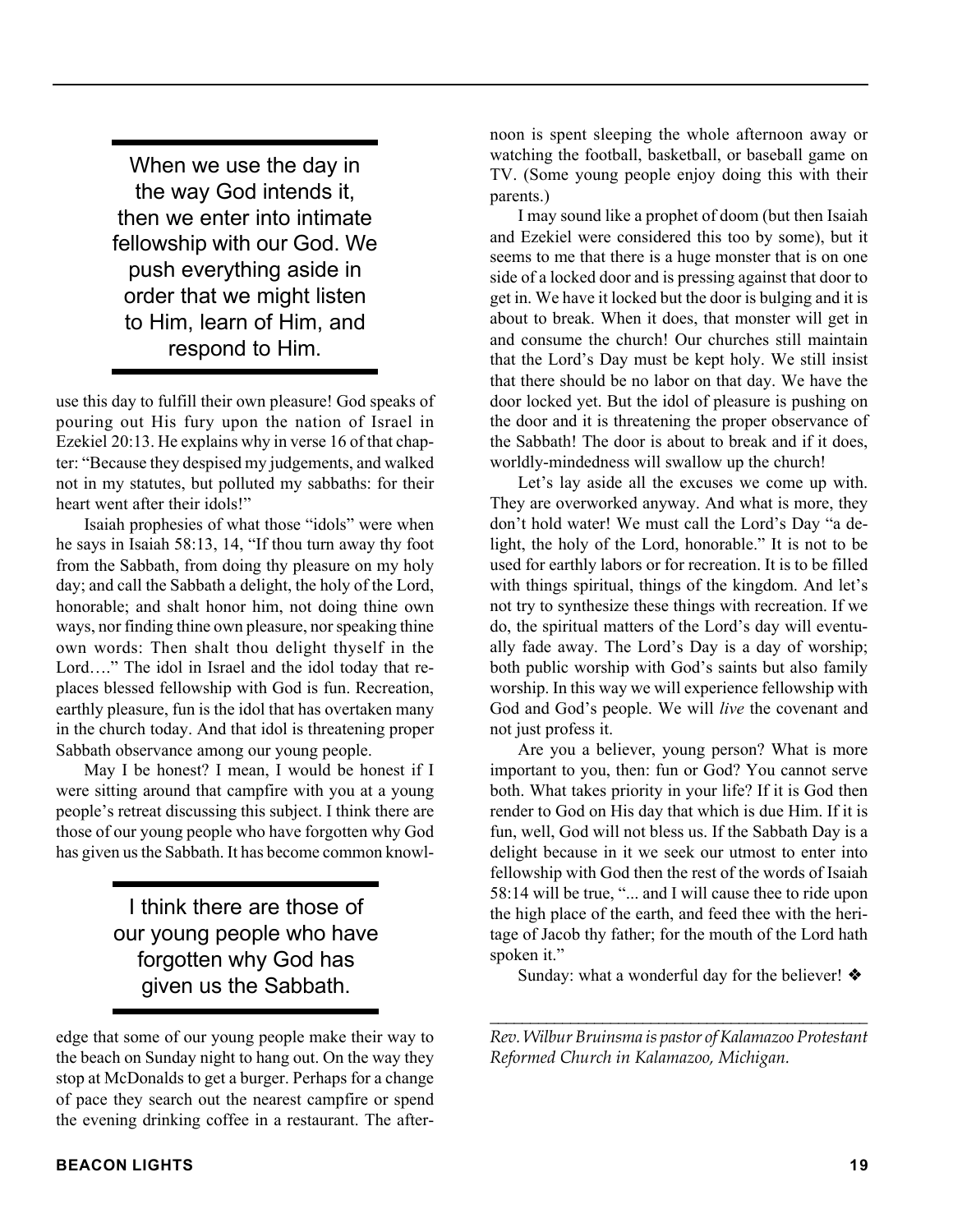> When we use the day in the way God intends it, then we enter into intimate fellowship with our God. We push everything aside in order that we might listen to Him, learn of Him, and respond to Him.

use this day to fulfill their own pleasure! God speaks of pouring out His fury upon the nation of Israel in Ezekiel 20:13. He explains why in verse 16 of that chapter: "Because they despised my judgements, and walked not in my statutes, but polluted my sabbaths: for their heart went after their idols!"

Isaiah prophesies of what those "idols" were when he says in Isaiah 58:13, 14, "If thou turn away thy foot from the Sabbath, from doing thy pleasure on my holy day; and call the Sabbath a delight, the holy of the Lord, honorable; and shalt honor him, not doing thine own ways, nor finding thine own pleasure, nor speaking thine own words: Then shalt thou delight thyself in the Lord…." The idol in Israel and the idol today that replaces blessed fellowship with God is fun. Recreation, earthly pleasure, fun is the idol that has overtaken many in the church today. And that idol is threatening proper Sabbath observance among our young people.

May I be honest? I mean, I would be honest if I were sitting around that campfire with you at a young people's retreat discussing this subject. I think there are those of our young people who have forgotten why God has given us the Sabbath. It has become common knowledge that some of our young people make their way to the beach on Sunday night to hang out. On the way they stop at McDonalds to get a burger. Perhaps for a change of pace they search out the nearest campfire or spend the evening drinking coffee in a restaurant. The afternoon is spent sleeping the whole afternoon away or watching the football, basketball, or baseball game on TV. (Some young people enjoy doing this with their parents.)

> I think there are those of our young people who have forgotten why God has given us the Sabbath.

I may sound like a prophet of doom (but then Isaiah and Ezekiel were considered this too by some), but it seems to me that there is a huge monster that is on one side of a locked door and is pressing against that door to get in. We have it locked but the door is bulging and it is about to break. When it does, that monster will get in and consume the church! Our churches still maintain that the Lord's Day must be kept holy. We still insist that there should be no labor on that day. We have the door locked yet. But the idol of pleasure is pushing on the door and it is threatening the proper observance of the Sabbath! The door is about to break and if it does, worldly-mindedness will swallow up the church!

Let's lay aside all the excuses we come up with. They are overworked anyway. And what is more, they don't hold water! We must call the Lord's Day "a delight, the holy of the Lord, honorable." It is not to be used for earthly labors or for recreation. It is to be filled with things spiritual, things of the kingdom. And let's not try to synthesize these things with recreation. If we do, the spiritual matters of the Lord's day will eventually fade away. The Lord's Day is a day of worship; both public worship with God's saints but also family worship. In this way we will experience fellowship with God and God's people. We will *live* the covenant and not just profess it.

Are you a believer, young person? What is more important to you, then: fun or God? You cannot serve both. What takes priority in your life? If it is God then render to God on His day that which is due Him. If it is fun, well, God will not bless us. If the Sabbath Day is a delight because in it we seek our utmost to enter into fellowship with God then the rest of the words of Isaiah 58:14 will be true, "... and I will cause thee to ride upon the high place of the earth, and feed thee with the heritage of Jacob thy father; for the mouth of the Lord hath spoken it."

Sunday: what a wonderful day for the believer! ❖

---

*Rev. Wilbur Bruinsma is pastor of Kalamazoo Protestant Reformed Church in Kalamazoo, Michigan.*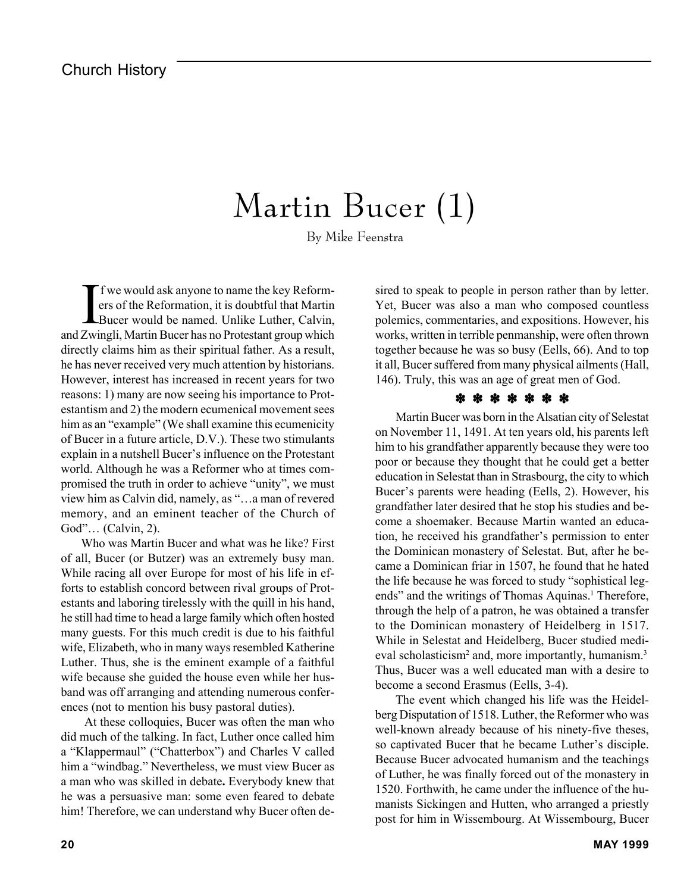# Martin Bucer (1)

By Mike Feenstra

If we would ask anyone to name the key Reformers of the Reformation, it is doubtful that Martin Bucer would be named. Unlike Luther, Calvin, and Zwingli, Martin Bucer has no Protestant group which directly claims him as their spiritual father. As a result, he has never received very much attention by historians. However, interest has increased in recent years for two reasons: 1) many are now seeing his importance to Protestantism and 2) the modern ecumenical movement sees him as an "example" (We shall examine this ecumenicity of Bucer in a future article, D.V.). These two stimulants explain in a nutshell Bucer's influence on the Protestant world. Although he was a Reformer who at times compromised the truth in order to achieve "unity", we must view him as Calvin did, namely, as "…a man of revered memory, and an eminent teacher of the Church of God"… (Calvin, 2).

Who was Martin Bucer and what was he like? First of all, Bucer (or Butzer) was an extremely busy man. While racing all over Europe for most of his life in efforts to establish concord between rival groups of Protestants and laboring tirelessly with the quill in his hand, he still had time to head a large family which often hosted many guests. For this much credit is due to his faithful wife, Elizabeth, who in many ways resembled Katherine Luther. Thus, she is the eminent example of a faithful wife because she guided the house even while her husband was off arranging and attending numerous conferences (not to mention his busy pastoral duties).

At these colloquies, Bucer was often the man who did much of the talking. In fact, Luther once called him a "Klappermaul" ("Chatterbox") and Charles V called him a "windbag." Nevertheless, we must view Bucer as a man who was skilled in debate**.** Everybody knew that he was a persuasive man: some even feared to debate him! Therefore, we can understand why Bucer often desired to speak to people in person rather than by letter. Yet, Bucer was also a man who composed countless polemics, commentaries, and expositions. However, his works, written in terrible penmanship, were often thrown together because he was so busy (Eells, 66). And to top it all, Bucer suffered from many physical ailments (Hall, 146). Truly, this was an age of great men of God.

✽ ✽ ✽ ✽ ✽ ✽ ✽

Martin Bucer was born in the Alsatian city of Selestat on November 11, 1491. At ten years old, his parents left him to his grandfather apparently because they were too poor or because they thought that he could get a better education in Selestat than in Strasbourg, the city to which Bucer's parents were heading (Eells, 2). However, his grandfather later desired that he stop his studies and become a shoemaker. Because Martin wanted an education, he received his grandfather's permission to enter the Dominican monastery of Selestat. But, after he became a Dominican friar in 1507, he found that he hated the life because he was forced to study "sophistical legends" and the writings of Thomas Aquinas.[1] Therefore, through the help of a patron, he was obtained a transfer to the Dominican monastery of Heidelberg in 1517. While in Selestat and Heidelberg, Bucer studied medieval scholasticism[2] and, more importantly, humanism.[3] Thus, Bucer was a well educated man with a desire to become a second Erasmus (Eells, 3-4).

The event which changed his life was the Heidelberg Disputation of 1518. Luther, the Reformer who was well-known already because of his ninety-five theses, so captivated Bucer that he became Luther's disciple. Because Bucer advocated humanism and the teachings of Luther, he was finally forced out of the monastery in 1520. Forthwith, he came under the influence of the humanists Sickingen and Hutten, who arranged a priestly post for him in Wissembourg. At Wissembourg, Bucer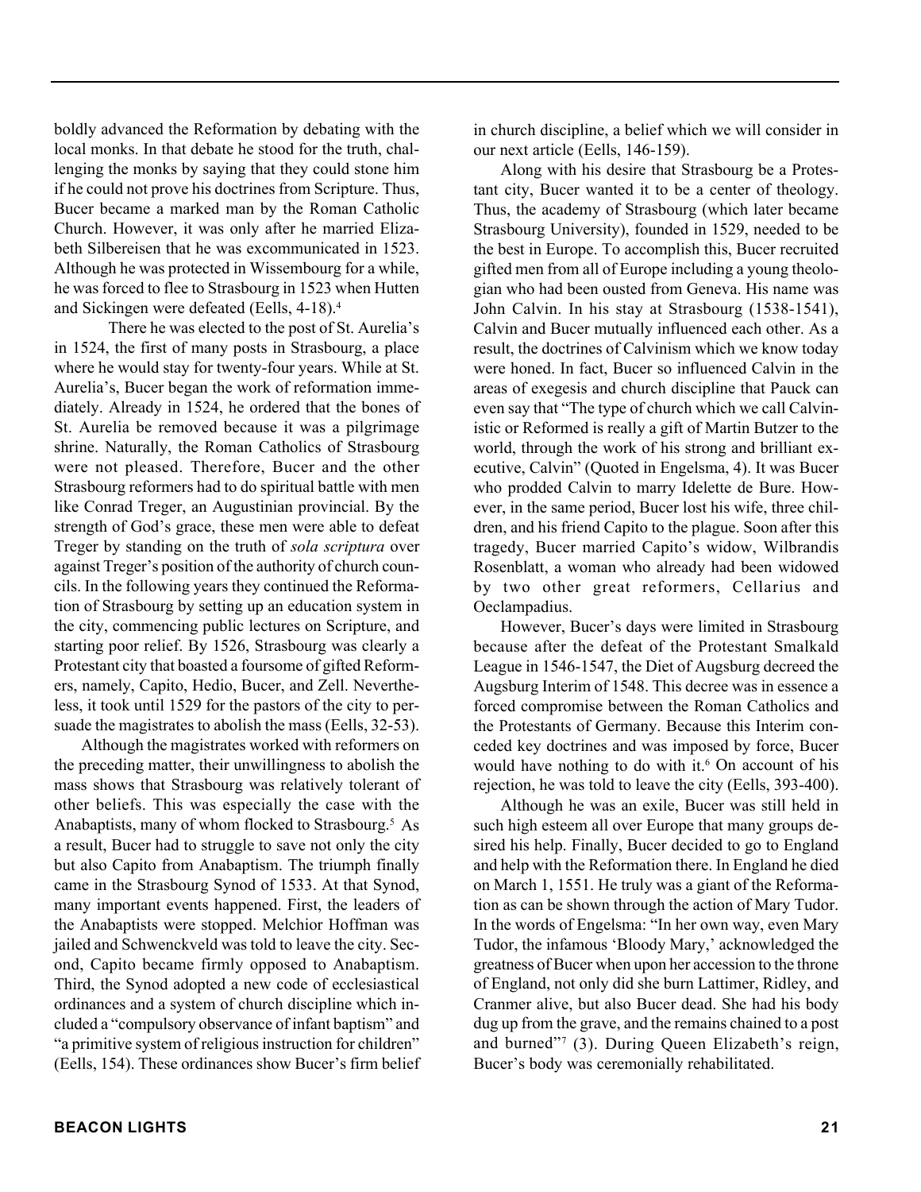boldly advanced the Reformation by debating with the local monks. In that debate he stood for the truth, challenging the monks by saying that they could stone him if he could not prove his doctrines from Scripture. Thus, Bucer became a marked man by the Roman Catholic Church. However, it was only after he married Elizabeth Silbereisen that he was excommunicated in 1523. Although he was protected in Wissembourg for a while, he was forced to flee to Strasbourg in 1523 when Hutten and Sickingen were defeated (Eells, 4-18).[4]

There he was elected to the post of St. Aurelia's in 1524, the first of many posts in Strasbourg, a place where he would stay for twenty-four years. While at St. Aurelia's, Bucer began the work of reformation immediately. Already in 1524, he ordered that the bones of St. Aurelia be removed because it was a pilgrimage shrine. Naturally, the Roman Catholics of Strasbourg were not pleased. Therefore, Bucer and the other Strasbourg reformers had to do spiritual battle with men like Conrad Treger, an Augustinian provincial. By the strength of God's grace, these men were able to defeat Treger by standing on the truth of *sola scriptura* over against Treger's position of the authority of church councils. In the following years they continued the Reformation of Strasbourg by setting up an education system in the city, commencing public lectures on Scripture, and starting poor relief. By 1526, Strasbourg was clearly a Protestant city that boasted a foursome of gifted Reformers, namely, Capito, Hedio, Bucer, and Zell. Nevertheless, it took until 1529 for the pastors of the city to persuade the magistrates to abolish the mass (Eells, 32-53).

Although the magistrates worked with reformers on the preceding matter, their unwillingness to abolish the mass shows that Strasbourg was relatively tolerant of other beliefs. This was especially the case with the Anabaptists, many of whom flocked to Strasbourg.[5] As a result, Bucer had to struggle to save not only the city but also Capito from Anabaptism. The triumph finally came in the Strasbourg Synod of 1533. At that Synod, many important events happened. First, the leaders of the Anabaptists were stopped. Melchior Hoffman was jailed and Schwenckveld was told to leave the city. Second, Capito became firmly opposed to Anabaptism. Third, the Synod adopted a new code of ecclesiastical ordinances and a system of church discipline which included a "compulsory observance of infant baptism" and "a primitive system of religious instruction for children" (Eells, 154). These ordinances show Bucer's firm belief in church discipline, a belief which we will consider in our next article (Eells, 146-159).

Along with his desire that Strasbourg be a Protestant city, Bucer wanted it to be a center of theology. Thus, the academy of Strasbourg (which later became Strasbourg University), founded in 1529, needed to be the best in Europe. To accomplish this, Bucer recruited gifted men from all of Europe including a young theologian who had been ousted from Geneva. His name was John Calvin. In his stay at Strasbourg (1538-1541), Calvin and Bucer mutually influenced each other. As a result, the doctrines of Calvinism which we know today were honed. In fact, Bucer so influenced Calvin in the areas of exegesis and church discipline that Pauck can even say that "The type of church which we call Calvinistic or Reformed is really a gift of Martin Butzer to the world, through the work of his strong and brilliant executive, Calvin" (Quoted in Engelsma, 4). It was Bucer who prodded Calvin to marry Idelette de Bure. However, in the same period, Bucer lost his wife, three children, and his friend Capito to the plague. Soon after this tragedy, Bucer married Capito's widow, Wilbrandis Rosenblatt, a woman who already had been widowed by two other great reformers, Cellarius and Oeclampadius.

However, Bucer's days were limited in Strasbourg because after the defeat of the Protestant Smalkald League in 1546-1547, the Diet of Augsburg decreed the Augsburg Interim of 1548. This decree was in essence a forced compromise between the Roman Catholics and the Protestants of Germany. Because this Interim conceded key doctrines and was imposed by force, Bucer would have nothing to do with it.[6] On account of his rejection, he was told to leave the city (Eells, 393-400).

Although he was an exile, Bucer was still held in such high esteem all over Europe that many groups desired his help. Finally, Bucer decided to go to England and help with the Reformation there. In England he died on March 1, 1551. He truly was a giant of the Reformation as can be shown through the action of Mary Tudor. In the words of Engelsma: "In her own way, even Mary Tudor, the infamous 'Bloody Mary,' acknowledged the greatness of Bucer when upon her accession to the throne of England, not only did she burn Lattimer, Ridley, and Cranmer alive, but also Bucer dead. She had his body dug up from the grave, and the remains chained to a post and burned"[7] (3). During Queen Elizabeth's reign, Bucer's body was ceremonially rehabilitated.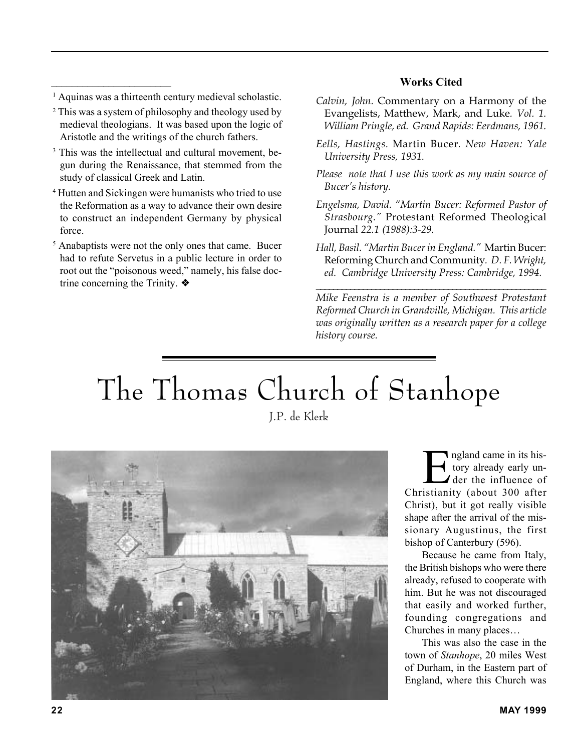[1] Aquinas was a thirteenth century medieval scholastic.

[2] This was a system of philosophy and theology used by medieval theologians. It was based upon the logic of Aristotle and the writings of the church fathers.

[3] This was the intellectual and cultural movement, begun during the Renaissance, that stemmed from the study of classical Greek and Latin.

[4] Hutten and Sickingen were humanists who tried to use the Reformation as a way to advance their own desire to construct an independent Germany by physical force.

[5] Anabaptists were not the only ones that came. Bucer had to refute Servetus in a public lecture in order to root out the "poisonous weed," namely, his false doctrine concerning the Trinity. ❖

**Works Cited**

*Calvin, John.* Commentary on a Harmony of the Evangelists, Matthew, Mark, and Luke*. Vol. 1. William Pringle, ed. Grand Rapids: Eerdmans, 1961.*

*Eells, Hastings.* Martin Bucer*. New Haven: Yale University Press, 1931.*

*Please note that I use this work as my main source of Bucer's history.*

*Engelsma, David. "Martin Bucer: Reformed Pastor of Strasbourg."* Protestant Reformed Theological Journal *22.1 (1988):3-29.*

*Hall, Basil. "Martin Bucer in England."* Martin Bucer: Reforming Church and Community*. D. F. Wright, ed. Cambridge University Press: Cambridge, 1994.*

---

*Mike Feenstra is a member of Southwest Protestant Reformed Church in Grandville, Michigan. This article was originally written as a research paper for a college history course.*

# The Thomas Church of Stanhope

J.P. de Klerk

England came in its history already early under the influence of Christianity (about 300 after Christ), but it got really visible shape after the arrival of the missionary Augustinus, the first bishop of Canterbury (596).

Because he came from Italy, the British bishops who were there already, refused to cooperate with him. But he was not discouraged that easily and worked further, founding congregations and Churches in many places…

This was also the case in the town of *Stanhope*, 20 miles West of Durham, in the Eastern part of England, where this Church was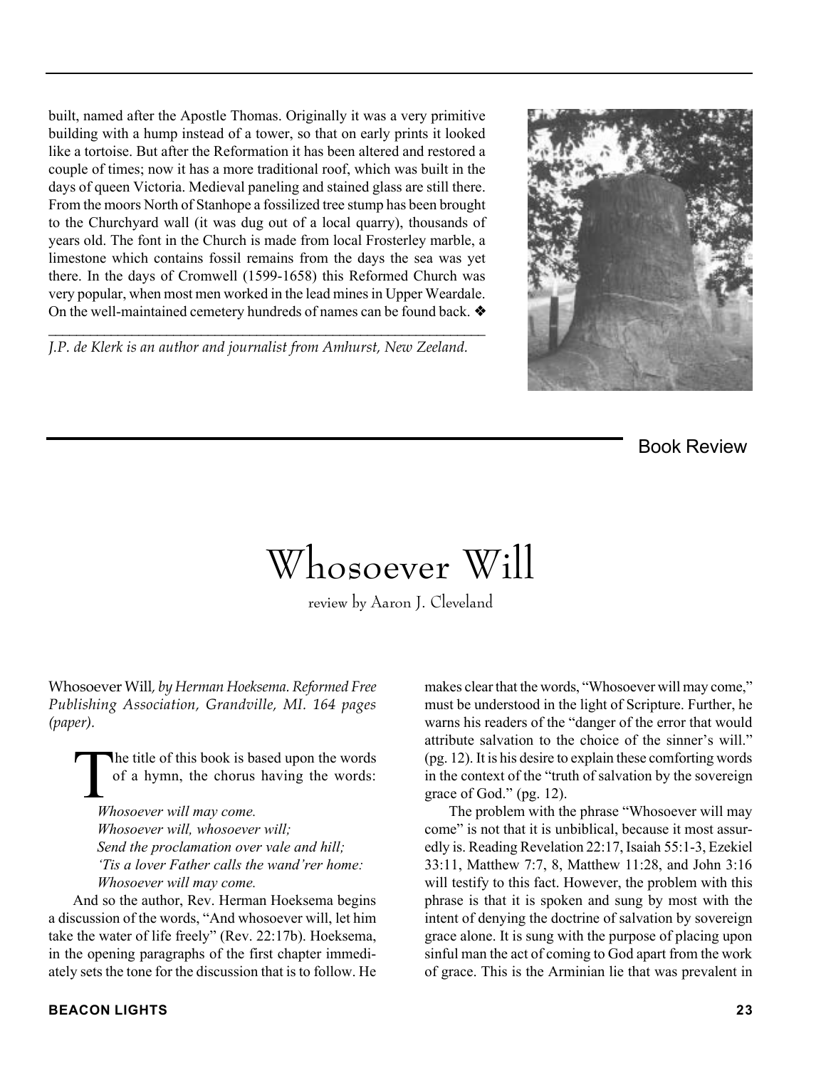built, named after the Apostle Thomas. Originally it was a very primitive building with a hump instead of a tower, so that on early prints it looked like a tortoise. But after the Reformation it has been altered and restored a couple of times; now it has a more traditional roof, which was built in the days of queen Victoria. Medieval paneling and stained glass are still there. From the moors North of Stanhope a fossilized tree stump has been brought to the Churchyard wall (it was dug out of a local quarry), thousands of years old. The font in the Church is made from local Frosterley marble, a limestone which contains fossil remains from the days the sea was yet there. In the days of Cromwell (1599-1658) this Reformed Church was very popular, when most men worked in the lead mines in Upper Weardale. On the well-maintained cemetery hundreds of names can be found back. ❖

---

*J.P. de Klerk is an author and journalist from Amhurst, New Zeeland.*

Book Review

# Whosoever Will

review by Aaron J. Cleveland

Whosoever Will, *by Herman Hoeksema. Reformed Free Publishing Association, Grandville, MI. 164 pages (paper).*

The title of this book is based upon the words of a hymn, the chorus having the words:

*Whosoever will may come.*
*Whosoever will, whosoever will;*
*Send the proclamation over vale and hill;*
*'Tis a lover Father calls the wand'rer home:*
*Whosoever will may come.*

And so the author, Rev. Herman Hoeksema begins a discussion of the words, "And whosoever will, let him take the water of life freely" (Rev. 22:17b). Hoeksema, in the opening paragraphs of the first chapter immediately sets the tone for the discussion that is to follow. He makes clear that the words, "Whosoever will may come," must be understood in the light of Scripture. Further, he warns his readers of the "danger of the error that would attribute salvation to the choice of the sinner's will." (pg. 12). It is his desire to explain these comforting words in the context of the "truth of salvation by the sovereign grace of God." (pg. 12).

The problem with the phrase "Whosoever will may come" is not that it is unbiblical, because it most assuredly is. Reading Revelation 22:17, Isaiah 55:1-3, Ezekiel 33:11, Matthew 7:7, 8, Matthew 11:28, and John 3:16 will testify to this fact. However, the problem with this phrase is that it is spoken and sung by most with the intent of denying the doctrine of salvation by sovereign grace alone. It is sung with the purpose of placing upon sinful man the act of coming to God apart from the work of grace. This is the Arminian lie that was prevalent in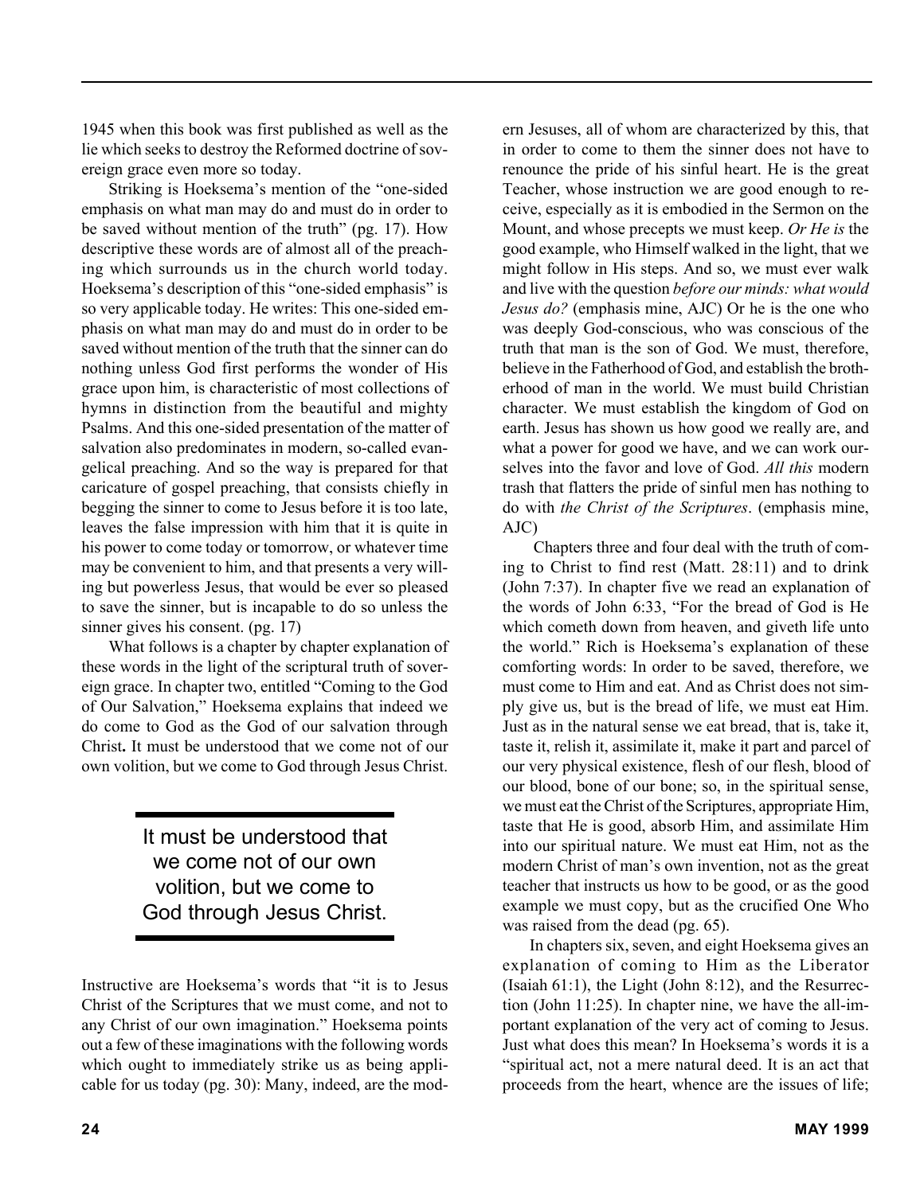1945 when this book was first published as well as the lie which seeks to destroy the Reformed doctrine of sovereign grace even more so today.

Striking is Hoeksema's mention of the "one-sided emphasis on what man may do and must do in order to be saved without mention of the truth" (pg. 17). How descriptive these words are of almost all of the preaching which surrounds us in the church world today. Hoeksema's description of this "one-sided emphasis" is so very applicable today. He writes: This one-sided emphasis on what man may do and must do in order to be saved without mention of the truth that the sinner can do nothing unless God first performs the wonder of His grace upon him, is characteristic of most collections of hymns in distinction from the beautiful and mighty Psalms. And this one-sided presentation of the matter of salvation also predominates in modern, so-called evangelical preaching. And so the way is prepared for that caricature of gospel preaching, that consists chiefly in begging the sinner to come to Jesus before it is too late, leaves the false impression with him that it is quite in his power to come today or tomorrow, or whatever time may be convenient to him, and that presents a very willing but powerless Jesus, that would be ever so pleased to save the sinner, but is incapable to do so unless the sinner gives his consent. (pg. 17)

What follows is a chapter by chapter explanation of these words in the light of the scriptural truth of sovereign grace. In chapter two, entitled "Coming to the God of Our Salvation," Hoeksema explains that indeed we do come to God as the God of our salvation through Christ**.** It must be understood that we come not of our own volition, but we come to God through Jesus Christ.

> It must be understood that we come not of our own volition, but we come to God through Jesus Christ.

Instructive are Hoeksema's words that "it is to Jesus Christ of the Scriptures that we must come, and not to any Christ of our own imagination." Hoeksema points out a few of these imaginations with the following words which ought to immediately strike us as being applicable for us today (pg. 30): Many, indeed, are the modern Jesuses, all of whom are characterized by this, that in order to come to them the sinner does not have to renounce the pride of his sinful heart. He is the great Teacher, whose instruction we are good enough to receive, especially as it is embodied in the Sermon on the Mount, and whose precepts we must keep. *Or He is* the good example, who Himself walked in the light, that we might follow in His steps. And so, we must ever walk and live with the question *before our minds: what would Jesus do?* (emphasis mine, AJC) Or he is the one who was deeply God-conscious, who was conscious of the truth that man is the son of God. We must, therefore, believe in the Fatherhood of God, and establish the brotherhood of man in the world. We must build Christian character. We must establish the kingdom of God on earth. Jesus has shown us how good we really are, and what a power for good we have, and we can work ourselves into the favor and love of God. *All this* modern trash that flatters the pride of sinful men has nothing to do with *the Christ of the Scriptures*. (emphasis mine, AJC)

Chapters three and four deal with the truth of coming to Christ to find rest (Matt. 28:11) and to drink (John 7:37). In chapter five we read an explanation of the words of John 6:33, "For the bread of God is He which cometh down from heaven, and giveth life unto the world." Rich is Hoeksema's explanation of these comforting words: In order to be saved, therefore, we must come to Him and eat. And as Christ does not simply give us, but is the bread of life, we must eat Him. Just as in the natural sense we eat bread, that is, take it, taste it, relish it, assimilate it, make it part and parcel of our very physical existence, flesh of our flesh, blood of our blood, bone of our bone; so, in the spiritual sense, we must eat the Christ of the Scriptures, appropriate Him, taste that He is good, absorb Him, and assimilate Him into our spiritual nature. We must eat Him, not as the modern Christ of man's own invention, not as the great teacher that instructs us how to be good, or as the good example we must copy, but as the crucified One Who was raised from the dead (pg. 65).

In chapters six, seven, and eight Hoeksema gives an explanation of coming to Him as the Liberator (Isaiah 61:1), the Light (John 8:12), and the Resurrection (John 11:25). In chapter nine, we have the all-important explanation of the very act of coming to Jesus. Just what does this mean? In Hoeksema's words it is a "spiritual act, not a mere natural deed. It is an act that proceeds from the heart, whence are the issues of life;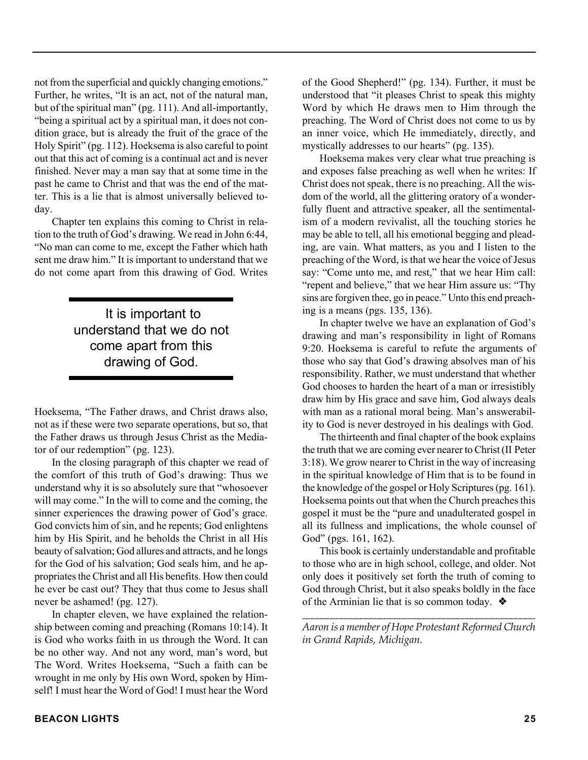not from the superficial and quickly changing emotions." Further, he writes, "It is an act, not of the natural man, but of the spiritual man" (pg. 111). And all-importantly, "being a spiritual act by a spiritual man, it does not condition grace, but is already the fruit of the grace of the Holy Spirit" (pg. 112). Hoeksema is also careful to point out that this act of coming is a continual act and is never finished. Never may a man say that at some time in the past he came to Christ and that was the end of the matter. This is a lie that is almost universally believed today.

Chapter ten explains this coming to Christ in relation to the truth of God's drawing. We read in John 6:44, "No man can come to me, except the Father which hath sent me draw him." It is important to understand that we do not come apart from this drawing of God. Writes Hoeksema, "The Father draws, and Christ draws also, not as if these were two separate operations, but so, that the Father draws us through Jesus Christ as the Mediator of our redemption" (pg. 123).

> It is important to understand that we do not come apart from this drawing of God.

In the closing paragraph of this chapter we read of the comfort of this truth of God's drawing: Thus we understand why it is so absolutely sure that "whosoever will may come." In the will to come and the coming, the sinner experiences the drawing power of God's grace. God convicts him of sin, and he repents; God enlightens him by His Spirit, and he beholds the Christ in all His beauty of salvation; God allures and attracts, and he longs for the God of his salvation; God seals him, and he appropriates the Christ and all His benefits. How then could he ever be cast out? They that thus come to Jesus shall never be ashamed! (pg. 127).

In chapter eleven, we have explained the relationship between coming and preaching (Romans 10:14). It is God who works faith in us through the Word. It can be no other way. And not any word, man's word, but The Word. Writes Hoeksema, "Such a faith can be wrought in me only by His own Word, spoken by Himself! I must hear the Word of God! I must hear the Word of the Good Shepherd!" (pg. 134). Further, it must be understood that "it pleases Christ to speak this mighty Word by which He draws men to Him through the preaching. The Word of Christ does not come to us by an inner voice, which He immediately, directly, and mystically addresses to our hearts" (pg. 135).

Hoeksema makes very clear what true preaching is and exposes false preaching as well when he writes: If Christ does not speak, there is no preaching. All the wisdom of the world, all the glittering oratory of a wonderfully fluent and attractive speaker, all the sentimentalism of a modern revivalist, all the touching stories he may be able to tell, all his emotional begging and pleading, are vain. What matters, as you and I listen to the preaching of the Word, is that we hear the voice of Jesus say: "Come unto me, and rest," that we hear Him call: "repent and believe," that we hear Him assure us: "Thy sins are forgiven thee, go in peace." Unto this end preaching is a means (pgs. 135, 136).

In chapter twelve we have an explanation of God's drawing and man's responsibility in light of Romans 9:20. Hoeksema is careful to refute the arguments of those who say that God's drawing absolves man of his responsibility. Rather, we must understand that whether God chooses to harden the heart of a man or irresistibly draw him by His grace and save him, God always deals with man as a rational moral being. Man's answerability to God is never destroyed in his dealings with God.

The thirteenth and final chapter of the book explains the truth that we are coming ever nearer to Christ (II Peter 3:18). We grow nearer to Christ in the way of increasing in the spiritual knowledge of Him that is to be found in the knowledge of the gospel or Holy Scriptures (pg. 161). Hoeksema points out that when the Church preaches this gospel it must be the "pure and unadulterated gospel in all its fullness and implications, the whole counsel of God" (pgs. 161, 162).

This book is certainly understandable and profitable to those who are in high school, college, and older. Not only does it positively set forth the truth of coming to God through Christ, but it also speaks boldly in the face of the Arminian lie that is so common today. ❖

---

*Aaron is a member of Hope Protestant Reformed Church in Grand Rapids, Michigan.*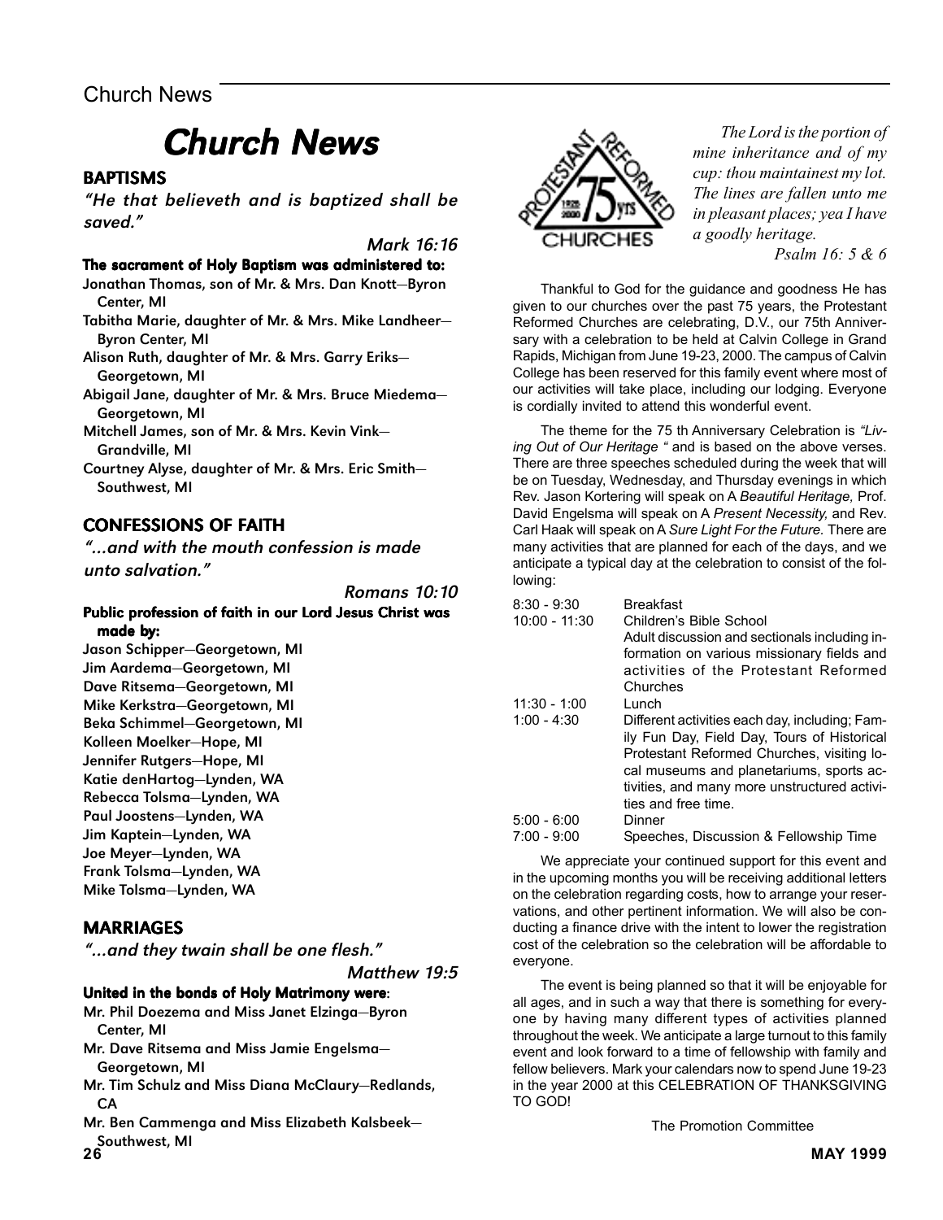# Church News

## BAPTISMS

*"He that believeth and is baptized shall be saved."*

*Mark 16:16*

**The sacrament of Holy Baptism was administered to:**

Jonathan Thomas, son of Mr. & Mrs. Dan Knott—Byron Center, MI
Tabitha Marie, daughter of Mr. & Mrs. Mike Landheer—Byron Center, MI
Alison Ruth, daughter of Mr. & Mrs. Garry Eriks—Georgetown, MI
Abigail Jane, daughter of Mr. & Mrs. Bruce Miedema—Georgetown, MI
Mitchell James, son of Mr. & Mrs. Kevin Vink—Grandville, MI
Courtney Alyse, daughter of Mr. & Mrs. Eric Smith—Southwest, MI

## CONFESSIONS OF FAITH

*"...and with the mouth confession is made unto salvation."*

*Romans 10:10*

**Public profession of faith in our Lord Jesus Christ was made by:**

Jason Schipper—Georgetown, MI
Jim Aardema—Georgetown, MI
Dave Ritsema—Georgetown, MI
Mike Kerkstra—Georgetown, MI
Beka Schimmel—Georgetown, MI
Kolleen Moelker—Hope, MI
Jennifer Rutgers—Hope, MI
Katie denHartog—Lynden, WA
Rebecca Tolsma—Lynden, WA
Paul Joostens—Lynden, WA
Jim Kaptein—Lynden, WA
Joe Meyer—Lynden, WA
Frank Tolsma—Lynden, WA
Mike Tolsma—Lynden, WA

## MARRIAGES

*"...and they twain shall be one flesh."*

*Matthew 19:5*

**United in the bonds of Holy Matrimony were:**

Mr. Phil Doezema and Miss Janet Elzinga—Byron Center, MI
Mr. Dave Ritsema and Miss Jamie Engelsma—Georgetown, MI
Mr. Tim Schulz and Miss Diana McClaury—Redlands, CA
Mr. Ben Cammenga and Miss Elizabeth Kalsbeek—Southwest, MI

PROTESTANT REFORMED 1925 2000 75 yrs CHURCHES

*The Lord is the portion of mine inheritance and of my cup: thou maintainest my lot. The lines are fallen unto me in pleasant places; yea I have a goodly heritage.*

*Psalm 16: 5 & 6*

Thankful to God for the guidance and goodness He has given to our churches over the past 75 years, the Protestant Reformed Churches are celebrating, D.V., our 75th Anniversary with a celebration to be held at Calvin College in Grand Rapids, Michigan from June 19-23, 2000. The campus of Calvin College has been reserved for this family event where most of our activities will take place, including our lodging. Everyone is cordially invited to attend this wonderful event.

The theme for the 75 th Anniversary Celebration is *"Living Out of Our Heritage "* and is based on the above verses. There are three speeches scheduled during the week that will be on Tuesday, Wednesday, and Thursday evenings in which Rev. Jason Kortering will speak on A *Beautiful Heritage,* Prof. David Engelsma will speak on A *Present Necessity,* and Rev. Carl Haak will speak on A *Sure Light For the Future.* There are many activities that are planned for each of the days, and we anticipate a typical day at the celebration to consist of the following:

| | |
|---|---|
| 8:30 - 9:30 | Breakfast |
| 10:00 - 11:30 | Children's Bible School<br>Adult discussion and sectionals including information on various missionary fields and activities of the Protestant Reformed Churches |
| 11:30 - 1:00 | Lunch |
| 1:00 - 4:30 | Different activities each day, including; Family Fun Day, Field Day, Tours of Historical Protestant Reformed Churches, visiting local museums and planetariums, sports activities, and many more unstructured activities and free time. |
| 5:00 - 6:00 | Dinner |
| 7:00 - 9:00 | Speeches, Discussion & Fellowship Time |

We appreciate your continued support for this event and in the upcoming months you will be receiving additional letters on the celebration regarding costs, how to arrange your reservations, and other pertinent information. We will also be conducting a finance drive with the intent to lower the registration cost of the celebration so the celebration will be affordable to everyone.

The event is being planned so that it will be enjoyable for all ages, and in such a way that there is something for everyone by having many different types of activities planned throughout the week. We anticipate a large turnout to this family event and look forward to a time of fellowship with family and fellow believers. Mark your calendars now to spend June 19-23 in the year 2000 at this CELEBRATION OF THANKSGIVING TO GOD!

The Promotion Committee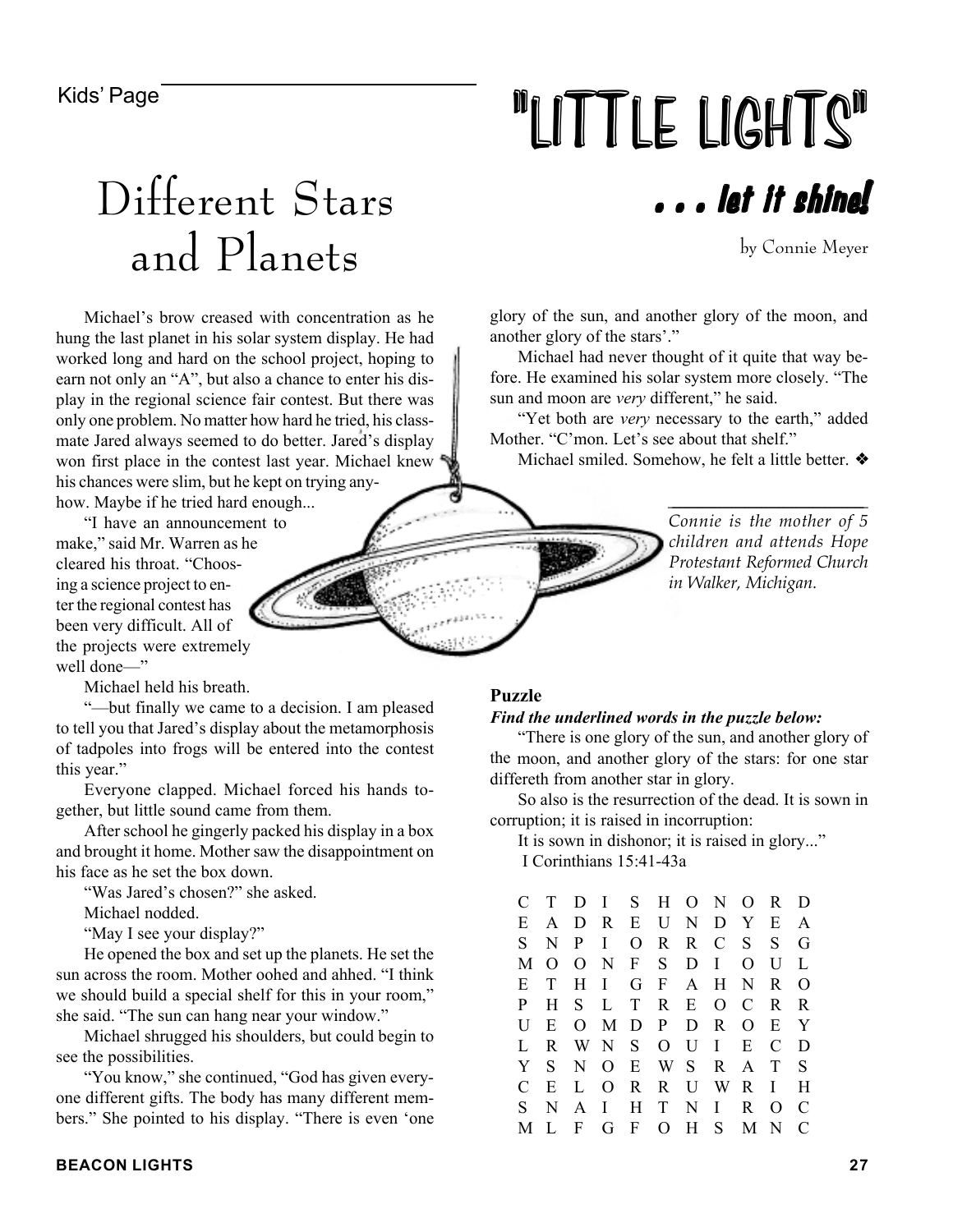Kids' Page

# "LITTLE LIGHTS"

## . . . let it shine!

# Different Stars and Planets

by Connie Meyer

Michael's brow creased with concentration as he hung the last planet in his solar system display. He had worked long and hard on the school project, hoping to earn not only an "A", but also a chance to enter his display in the regional science fair contest. But there was only one problem. No matter how hard he tried, his classmate Jared always seemed to do better. Jared's display won first place in the contest last year. Michael knew his chances were slim, but he kept on trying anyhow. Maybe if he tried hard enough...

"I have an announcement to make," said Mr. Warren as he cleared his throat. "Choosing a science project to enter the regional contest has been very difficult. All of the projects were extremely well done—"

Michael held his breath.

"—but finally we came to a decision. I am pleased to tell you that Jared's display about the metamorphosis of tadpoles into frogs will be entered into the contest this year."

Everyone clapped. Michael forced his hands together, but little sound came from them.

After school he gingerly packed his display in a box and brought it home. Mother saw the disappointment on his face as he set the box down.

"Was Jared's chosen?" she asked.

Michael nodded.

"May I see your display?"

He opened the box and set up the planets. He set the sun across the room. Mother oohed and ahhed. "I think we should build a special shelf for this in your room," she said. "The sun can hang near your window."

Michael shrugged his shoulders, but could begin to see the possibilities.

"You know," she continued, "God has given everyone different gifts. The body has many different members." She pointed to his display. "There is even 'one glory of the sun, and another glory of the moon, and another glory of the stars'."

Michael had never thought of it quite that way before. He examined his solar system more closely. "The sun and moon are *very* different," he said.

"Yet both are *very* necessary to the earth," added Mother. "C'mon. Let's see about that shelf."

Michael smiled. Somehow, he felt a little better. ❖

*Connie is the mother of 5 children and attends Hope Protestant Reformed Church in Walker, Michigan.*

### Puzzle

***Find the underlined words in the puzzle below:***

"There is one glory of the sun, and another glory of the moon, and another glory of the stars: for one star differeth from another star in glory.

So also is the resurrection of the dead. It is sown in corruption; it is raised in incorruption:

It is sown in dishonor; it is raised in glory..."

I Corinthians 15:41-43a

```
C T D I S H O N O R D
E A D R E U N D Y E A
S N P I O R R C S S G
M O O N F S D I O U L
E T H I G F A H N R O
P H S L T R E O C R R
U E O M D P D R O E Y
L R W N S O U I E C D
Y S N O E W S R A T S
C E L O R R U W R I H
S N A I H T N I R O C
M L F G F O H S M N C
```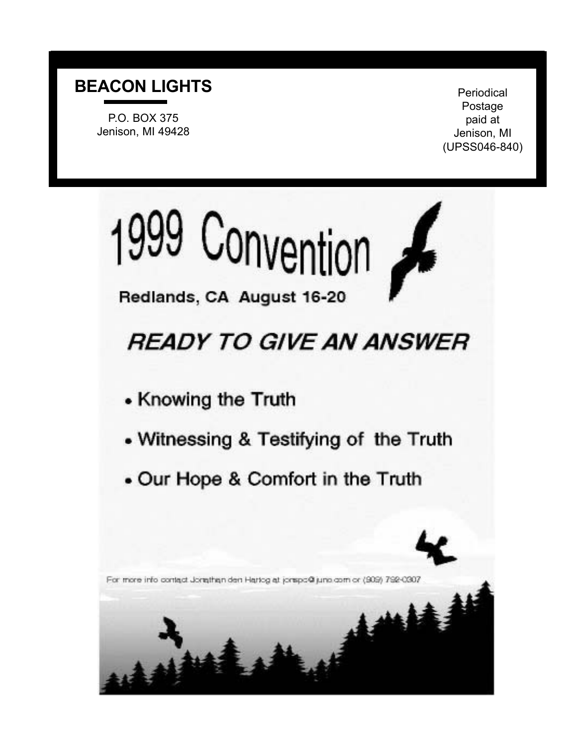**BEACON LIGHTS**

P.O. BOX 375
Jenison, MI 49428

Periodical
Postage
paid at
Jenison, MI
(UPSS046-840)

# 1999 Convention

Redlands, CA August 16-20

## *READY TO GIVE AN ANSWER*

- Knowing the Truth
- Witnessing & Testifying of the Truth
- Our Hope & Comfort in the Truth

For more info contact Jonathan den Hartog at jonspc@juno.com or (909) 792-0307